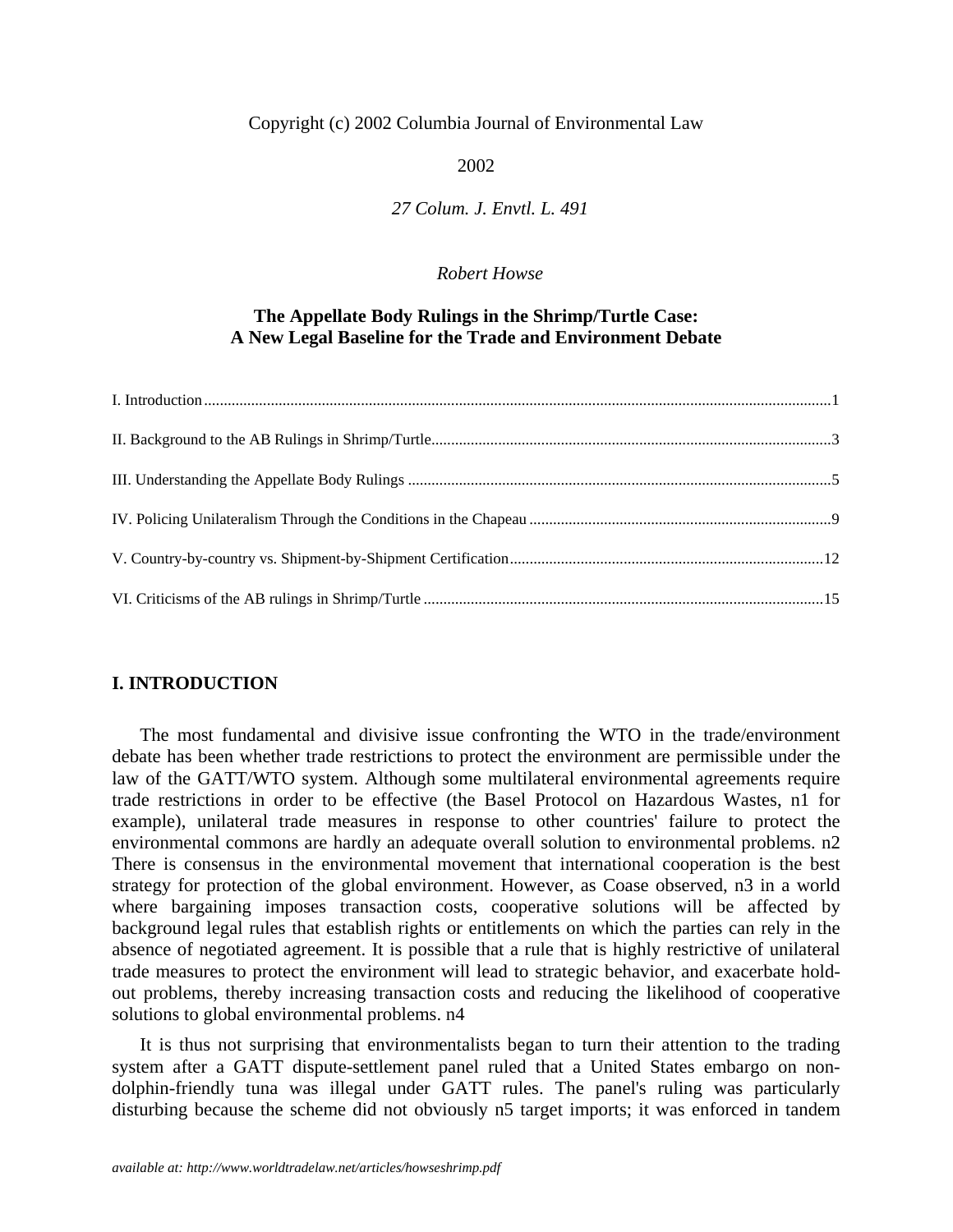Copyright (c) 2002 Columbia Journal of Environmental Law

2002

*27 Colum. J. Envtl. L. 491*

*Robert Howse*

# The Appellate Body Rulings in the Shrimp/Turtle Case: A New Legal Baseline for the Trade and Environment Debate

I. Introduction ... 1

II. Background to the AB Rulings in Shrimp/Turtle ... 3

III. Understanding the Appellate Body Rulings ... 5

IV. Policing Unilateralism Through the Conditions in the Chapeau ... 9

V. Country-by-country vs. Shipment-by-Shipment Certification ... 12

VI. Criticisms of the AB rulings in Shrimp/Turtle ... 15

## I. INTRODUCTION

The most fundamental and divisive issue confronting the WTO in the trade/environment debate has been whether trade restrictions to protect the environment are permissible under the law of the GATT/WTO system. Although some multilateral environmental agreements require trade restrictions in order to be effective (the Basel Protocol on Hazardous Wastes, n1 for example), unilateral trade measures in response to other countries' failure to protect the environmental commons are hardly an adequate overall solution to environmental problems. n2 There is consensus in the environmental movement that international cooperation is the best strategy for protection of the global environment. However, as Coase observed, n3 in a world where bargaining imposes transaction costs, cooperative solutions will be affected by background legal rules that establish rights or entitlements on which the parties can rely in the absence of negotiated agreement. It is possible that a rule that is highly restrictive of unilateral trade measures to protect the environment will lead to strategic behavior, and exacerbate hold-out problems, thereby increasing transaction costs and reducing the likelihood of cooperative solutions to global environmental problems. n4

It is thus not surprising that environmentalists began to turn their attention to the trading system after a GATT dispute-settlement panel ruled that a United States embargo on non-dolphin-friendly tuna was illegal under GATT rules. The panel's ruling was particularly disturbing because the scheme did not obviously n5 target imports; it was enforced in tandem

*available at: http://www.worldtradelaw.net/articles/howseshrimp.pdf*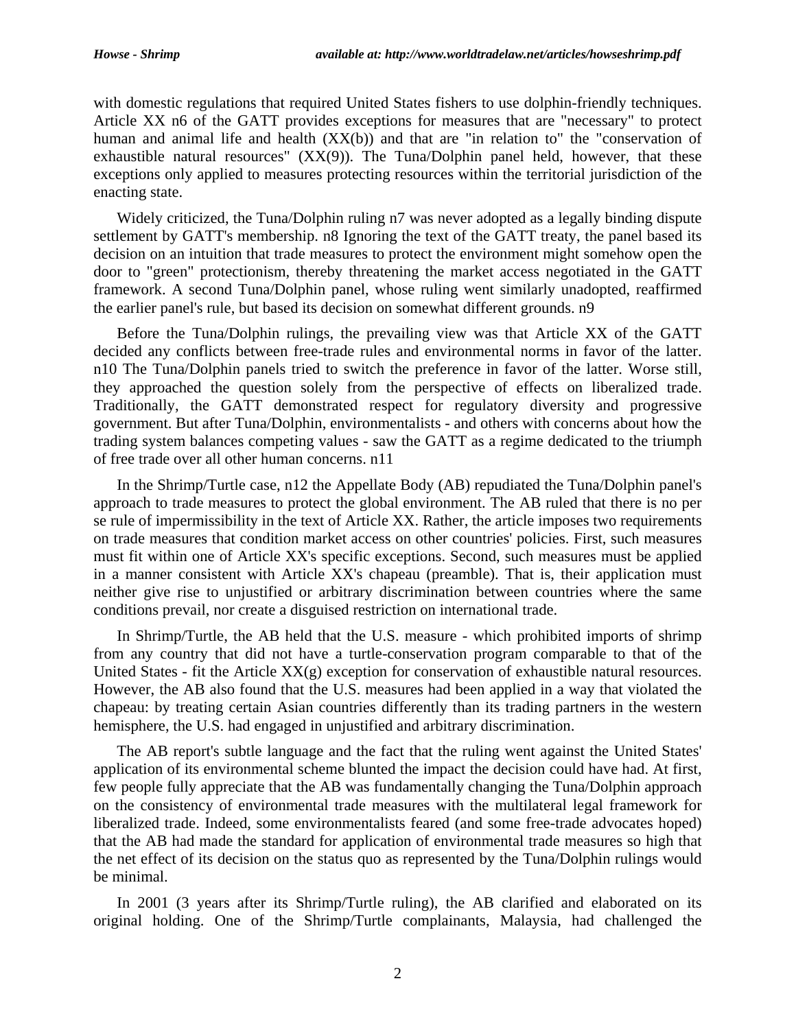with domestic regulations that required United States fishers to use dolphin-friendly techniques. Article XX n6 of the GATT provides exceptions for measures that are "necessary" to protect human and animal life and health (XX(b)) and that are "in relation to" the "conservation of exhaustible natural resources" (XX(9)). The Tuna/Dolphin panel held, however, that these exceptions only applied to measures protecting resources within the territorial jurisdiction of the enacting state.

Widely criticized, the Tuna/Dolphin ruling n7 was never adopted as a legally binding dispute settlement by GATT's membership. n8 Ignoring the text of the GATT treaty, the panel based its decision on an intuition that trade measures to protect the environment might somehow open the door to "green" protectionism, thereby threatening the market access negotiated in the GATT framework. A second Tuna/Dolphin panel, whose ruling went similarly unadopted, reaffirmed the earlier panel's rule, but based its decision on somewhat different grounds. n9

Before the Tuna/Dolphin rulings, the prevailing view was that Article XX of the GATT decided any conflicts between free-trade rules and environmental norms in favor of the latter. n10 The Tuna/Dolphin panels tried to switch the preference in favor of the latter. Worse still, they approached the question solely from the perspective of effects on liberalized trade. Traditionally, the GATT demonstrated respect for regulatory diversity and progressive government. But after Tuna/Dolphin, environmentalists - and others with concerns about how the trading system balances competing values - saw the GATT as a regime dedicated to the triumph of free trade over all other human concerns. n11

In the Shrimp/Turtle case, n12 the Appellate Body (AB) repudiated the Tuna/Dolphin panel's approach to trade measures to protect the global environment. The AB ruled that there is no per se rule of impermissibility in the text of Article XX. Rather, the article imposes two requirements on trade measures that condition market access on other countries' policies. First, such measures must fit within one of Article XX's specific exceptions. Second, such measures must be applied in a manner consistent with Article XX's chapeau (preamble). That is, their application must neither give rise to unjustified or arbitrary discrimination between countries where the same conditions prevail, nor create a disguised restriction on international trade.

In Shrimp/Turtle, the AB held that the U.S. measure - which prohibited imports of shrimp from any country that did not have a turtle-conservation program comparable to that of the United States - fit the Article XX(g) exception for conservation of exhaustible natural resources. However, the AB also found that the U.S. measures had been applied in a way that violated the chapeau: by treating certain Asian countries differently than its trading partners in the western hemisphere, the U.S. had engaged in unjustified and arbitrary discrimination.

The AB report's subtle language and the fact that the ruling went against the United States' application of its environmental scheme blunted the impact the decision could have had. At first, few people fully appreciate that the AB was fundamentally changing the Tuna/Dolphin approach on the consistency of environmental trade measures with the multilateral legal framework for liberalized trade. Indeed, some environmentalists feared (and some free-trade advocates hoped) that the AB had made the standard for application of environmental trade measures so high that the net effect of its decision on the status quo as represented by the Tuna/Dolphin rulings would be minimal.

In 2001 (3 years after its Shrimp/Turtle ruling), the AB clarified and elaborated on its original holding. One of the Shrimp/Turtle complainants, Malaysia, had challenged the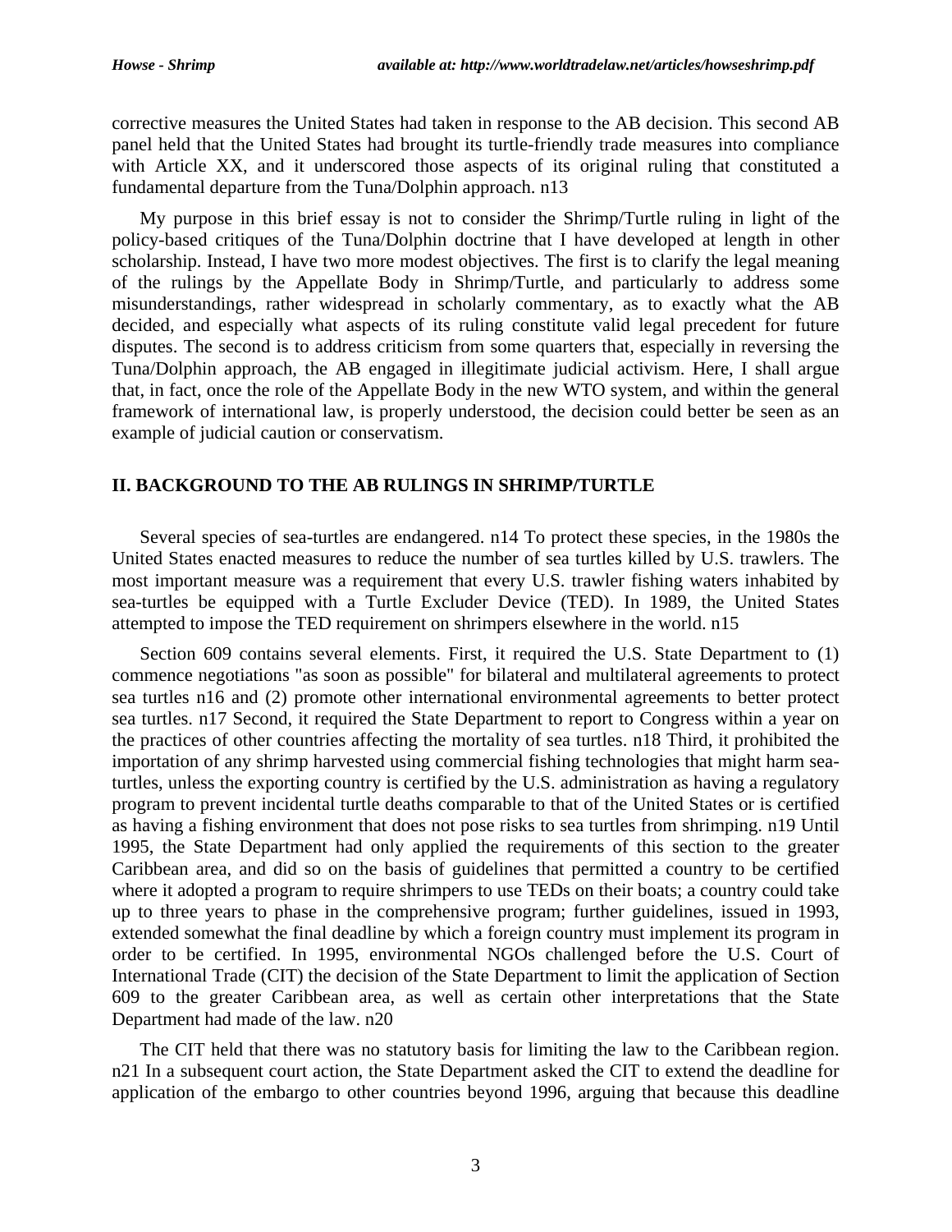corrective measures the United States had taken in response to the AB decision. This second AB panel held that the United States had brought its turtle-friendly trade measures into compliance with Article XX, and it underscored those aspects of its original ruling that constituted a fundamental departure from the Tuna/Dolphin approach. n13

My purpose in this brief essay is not to consider the Shrimp/Turtle ruling in light of the policy-based critiques of the Tuna/Dolphin doctrine that I have developed at length in other scholarship. Instead, I have two more modest objectives. The first is to clarify the legal meaning of the rulings by the Appellate Body in Shrimp/Turtle, and particularly to address some misunderstandings, rather widespread in scholarly commentary, as to exactly what the AB decided, and especially what aspects of its ruling constitute valid legal precedent for future disputes. The second is to address criticism from some quarters that, especially in reversing the Tuna/Dolphin approach, the AB engaged in illegitimate judicial activism. Here, I shall argue that, in fact, once the role of the Appellate Body in the new WTO system, and within the general framework of international law, is properly understood, the decision could better be seen as an example of judicial caution or conservatism.

## II. BACKGROUND TO THE AB RULINGS IN SHRIMP/TURTLE

Several species of sea-turtles are endangered. n14 To protect these species, in the 1980s the United States enacted measures to reduce the number of sea turtles killed by U.S. trawlers. The most important measure was a requirement that every U.S. trawler fishing waters inhabited by sea-turtles be equipped with a Turtle Excluder Device (TED). In 1989, the United States attempted to impose the TED requirement on shrimpers elsewhere in the world. n15

Section 609 contains several elements. First, it required the U.S. State Department to (1) commence negotiations "as soon as possible" for bilateral and multilateral agreements to protect sea turtles n16 and (2) promote other international environmental agreements to better protect sea turtles. n17 Second, it required the State Department to report to Congress within a year on the practices of other countries affecting the mortality of sea turtles. n18 Third, it prohibited the importation of any shrimp harvested using commercial fishing technologies that might harm sea-turtles, unless the exporting country is certified by the U.S. administration as having a regulatory program to prevent incidental turtle deaths comparable to that of the United States or is certified as having a fishing environment that does not pose risks to sea turtles from shrimping. n19 Until 1995, the State Department had only applied the requirements of this section to the greater Caribbean area, and did so on the basis of guidelines that permitted a country to be certified where it adopted a program to require shrimpers to use TEDs on their boats; a country could take up to three years to phase in the comprehensive program; further guidelines, issued in 1993, extended somewhat the final deadline by which a foreign country must implement its program in order to be certified. In 1995, environmental NGOs challenged before the U.S. Court of International Trade (CIT) the decision of the State Department to limit the application of Section 609 to the greater Caribbean area, as well as certain other interpretations that the State Department had made of the law. n20

The CIT held that there was no statutory basis for limiting the law to the Caribbean region. n21 In a subsequent court action, the State Department asked the CIT to extend the deadline for application of the embargo to other countries beyond 1996, arguing that because this deadline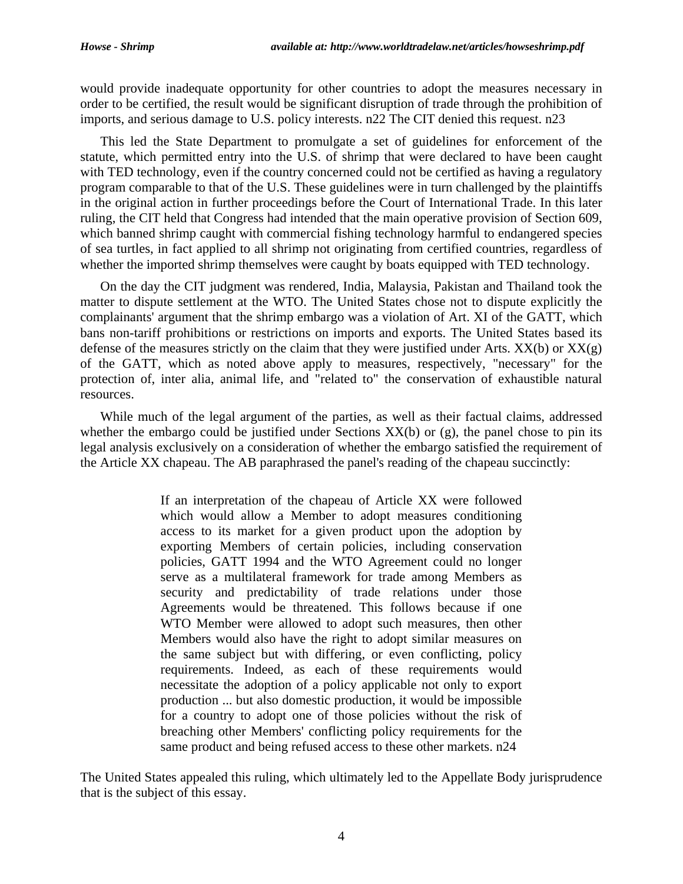would provide inadequate opportunity for other countries to adopt the measures necessary in order to be certified, the result would be significant disruption of trade through the prohibition of imports, and serious damage to U.S. policy interests. n22 The CIT denied this request. n23

This led the State Department to promulgate a set of guidelines for enforcement of the statute, which permitted entry into the U.S. of shrimp that were declared to have been caught with TED technology, even if the country concerned could not be certified as having a regulatory program comparable to that of the U.S. These guidelines were in turn challenged by the plaintiffs in the original action in further proceedings before the Court of International Trade. In this later ruling, the CIT held that Congress had intended that the main operative provision of Section 609, which banned shrimp caught with commercial fishing technology harmful to endangered species of sea turtles, in fact applied to all shrimp not originating from certified countries, regardless of whether the imported shrimp themselves were caught by boats equipped with TED technology.

On the day the CIT judgment was rendered, India, Malaysia, Pakistan and Thailand took the matter to dispute settlement at the WTO. The United States chose not to dispute explicitly the complainants' argument that the shrimp embargo was a violation of Art. XI of the GATT, which bans non-tariff prohibitions or restrictions on imports and exports. The United States based its defense of the measures strictly on the claim that they were justified under Arts. XX(b) or XX(g) of the GATT, which as noted above apply to measures, respectively, "necessary" for the protection of, inter alia, animal life, and "related to" the conservation of exhaustible natural resources.

While much of the legal argument of the parties, as well as their factual claims, addressed whether the embargo could be justified under Sections XX(b) or (g), the panel chose to pin its legal analysis exclusively on a consideration of whether the embargo satisfied the requirement of the Article XX chapeau. The AB paraphrased the panel's reading of the chapeau succinctly:

> If an interpretation of the chapeau of Article XX were followed which would allow a Member to adopt measures conditioning access to its market for a given product upon the adoption by exporting Members of certain policies, including conservation policies, GATT 1994 and the WTO Agreement could no longer serve as a multilateral framework for trade among Members as security and predictability of trade relations under those Agreements would be threatened. This follows because if one WTO Member were allowed to adopt such measures, then other Members would also have the right to adopt similar measures on the same subject but with differing, or even conflicting, policy requirements. Indeed, as each of these requirements would necessitate the adoption of a policy applicable not only to export production ... but also domestic production, it would be impossible for a country to adopt one of those policies without the risk of breaching other Members' conflicting policy requirements for the same product and being refused access to these other markets. n24

The United States appealed this ruling, which ultimately led to the Appellate Body jurisprudence that is the subject of this essay.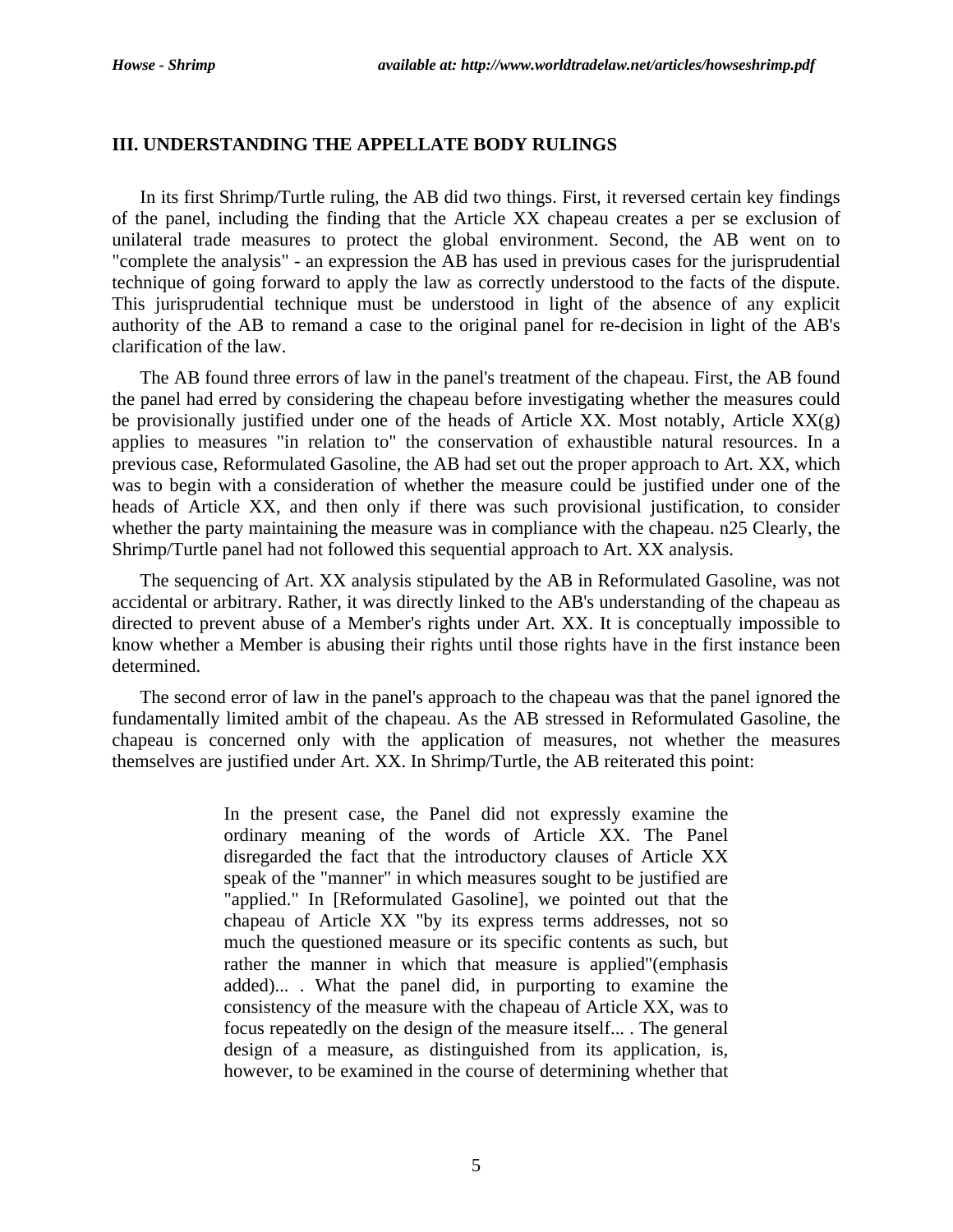## III. UNDERSTANDING THE APPELLATE BODY RULINGS

In its first Shrimp/Turtle ruling, the AB did two things. First, it reversed certain key findings of the panel, including the finding that the Article XX chapeau creates a per se exclusion of unilateral trade measures to protect the global environment. Second, the AB went on to "complete the analysis" - an expression the AB has used in previous cases for the jurisprudential technique of going forward to apply the law as correctly understood to the facts of the dispute. This jurisprudential technique must be understood in light of the absence of any explicit authority of the AB to remand a case to the original panel for re-decision in light of the AB's clarification of the law.

The AB found three errors of law in the panel's treatment of the chapeau. First, the AB found the panel had erred by considering the chapeau before investigating whether the measures could be provisionally justified under one of the heads of Article XX. Most notably, Article XX(g) applies to measures "in relation to" the conservation of exhaustible natural resources. In a previous case, Reformulated Gasoline, the AB had set out the proper approach to Art. XX, which was to begin with a consideration of whether the measure could be justified under one of the heads of Article XX, and then only if there was such provisional justification, to consider whether the party maintaining the measure was in compliance with the chapeau. n25 Clearly, the Shrimp/Turtle panel had not followed this sequential approach to Art. XX analysis.

The sequencing of Art. XX analysis stipulated by the AB in Reformulated Gasoline, was not accidental or arbitrary. Rather, it was directly linked to the AB's understanding of the chapeau as directed to prevent abuse of a Member's rights under Art. XX. It is conceptually impossible to know whether a Member is abusing their rights until those rights have in the first instance been determined.

The second error of law in the panel's approach to the chapeau was that the panel ignored the fundamentally limited ambit of the chapeau. As the AB stressed in Reformulated Gasoline, the chapeau is concerned only with the application of measures, not whether the measures themselves are justified under Art. XX. In Shrimp/Turtle, the AB reiterated this point:

> In the present case, the Panel did not expressly examine the ordinary meaning of the words of Article XX. The Panel disregarded the fact that the introductory clauses of Article XX speak of the "manner" in which measures sought to be justified are "applied." In [Reformulated Gasoline], we pointed out that the chapeau of Article XX "by its express terms addresses, not so much the questioned measure or its specific contents as such, but rather the manner in which that measure is applied"(emphasis added)... . What the panel did, in purporting to examine the consistency of the measure with the chapeau of Article XX, was to focus repeatedly on the design of the measure itself... . The general design of a measure, as distinguished from its application, is, however, to be examined in the course of determining whether that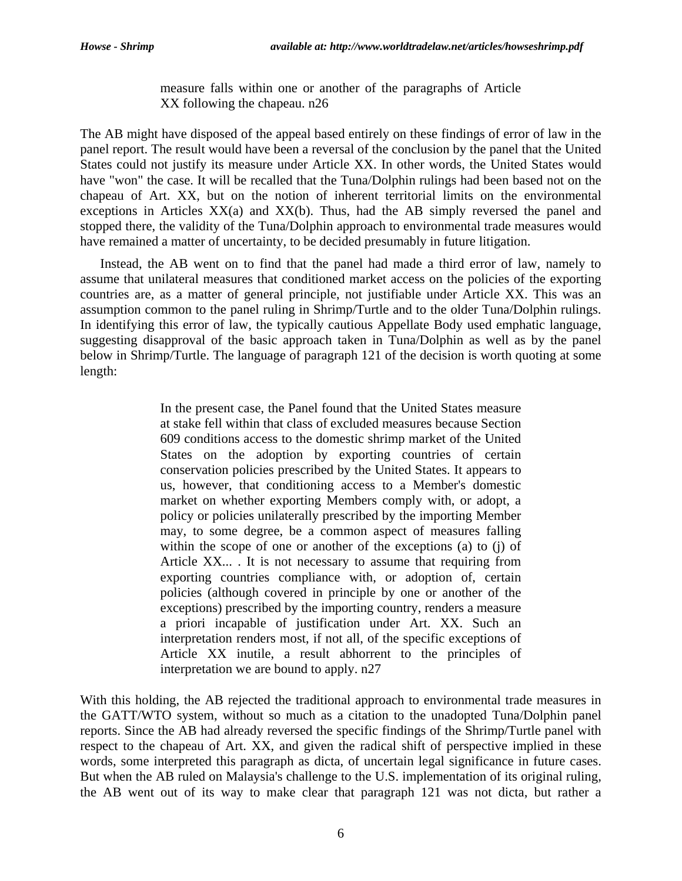> measure falls within one or another of the paragraphs of Article XX following the chapeau. n26

The AB might have disposed of the appeal based entirely on these findings of error of law in the panel report. The result would have been a reversal of the conclusion by the panel that the United States could not justify its measure under Article XX. In other words, the United States would have "won" the case. It will be recalled that the Tuna/Dolphin rulings had been based not on the chapeau of Art. XX, but on the notion of inherent territorial limits on the environmental exceptions in Articles XX(a) and XX(b). Thus, had the AB simply reversed the panel and stopped there, the validity of the Tuna/Dolphin approach to environmental trade measures would have remained a matter of uncertainty, to be decided presumably in future litigation.

Instead, the AB went on to find that the panel had made a third error of law, namely to assume that unilateral measures that conditioned market access on the policies of the exporting countries are, as a matter of general principle, not justifiable under Article XX. This was an assumption common to the panel ruling in Shrimp/Turtle and to the older Tuna/Dolphin rulings. In identifying this error of law, the typically cautious Appellate Body used emphatic language, suggesting disapproval of the basic approach taken in Tuna/Dolphin as well as by the panel below in Shrimp/Turtle. The language of paragraph 121 of the decision is worth quoting at some length:

> In the present case, the Panel found that the United States measure at stake fell within that class of excluded measures because Section 609 conditions access to the domestic shrimp market of the United States on the adoption by exporting countries of certain conservation policies prescribed by the United States. It appears to us, however, that conditioning access to a Member's domestic market on whether exporting Members comply with, or adopt, a policy or policies unilaterally prescribed by the importing Member may, to some degree, be a common aspect of measures falling within the scope of one or another of the exceptions (a) to (j) of Article XX... . It is not necessary to assume that requiring from exporting countries compliance with, or adoption of, certain policies (although covered in principle by one or another of the exceptions) prescribed by the importing country, renders a measure a priori incapable of justification under Art. XX. Such an interpretation renders most, if not all, of the specific exceptions of Article XX inutile, a result abhorrent to the principles of interpretation we are bound to apply. n27

With this holding, the AB rejected the traditional approach to environmental trade measures in the GATT/WTO system, without so much as a citation to the unadopted Tuna/Dolphin panel reports. Since the AB had already reversed the specific findings of the Shrimp/Turtle panel with respect to the chapeau of Art. XX, and given the radical shift of perspective implied in these words, some interpreted this paragraph as dicta, of uncertain legal significance in future cases. But when the AB ruled on Malaysia's challenge to the U.S. implementation of its original ruling, the AB went out of its way to make clear that paragraph 121 was not dicta, but rather a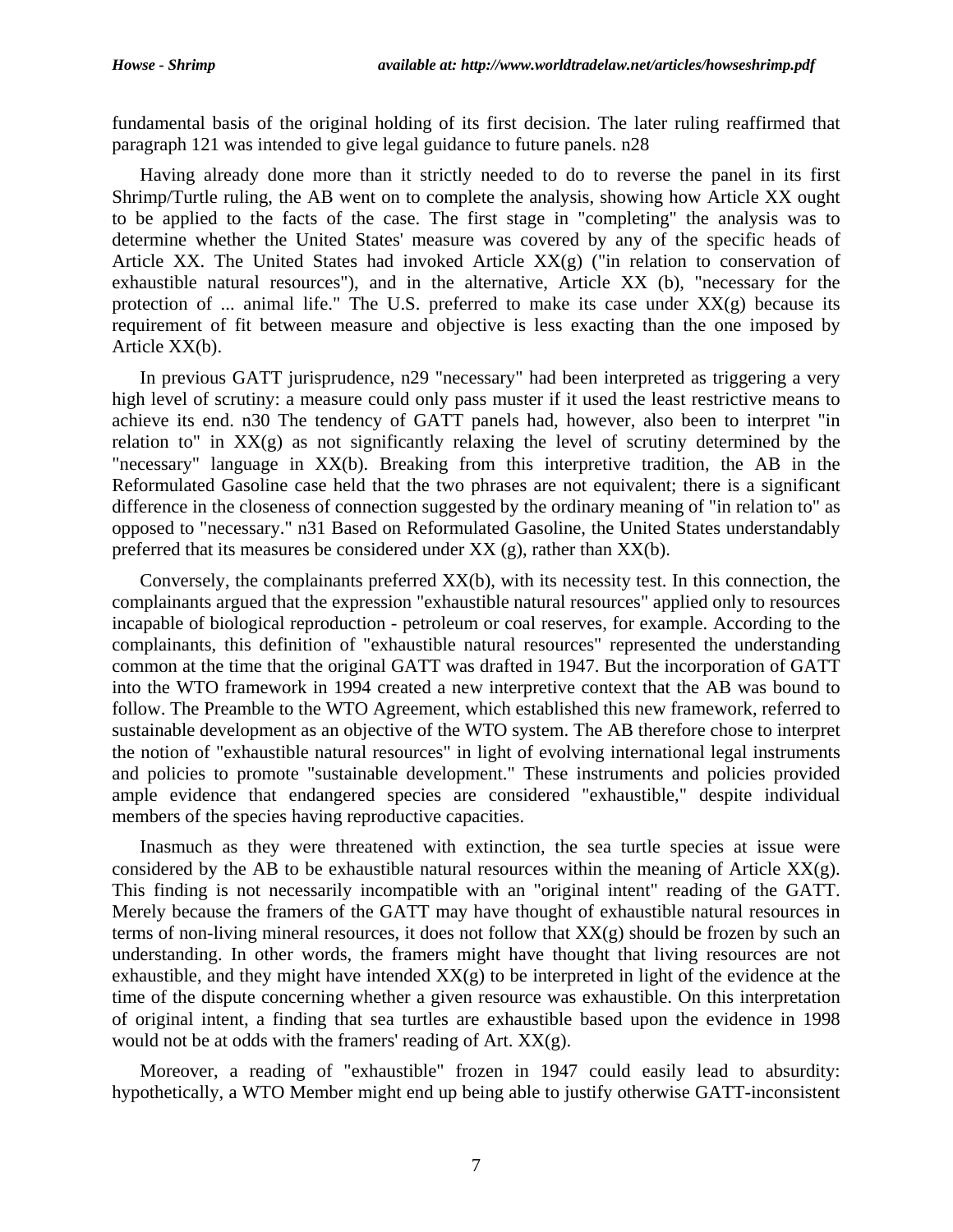fundamental basis of the original holding of its first decision. The later ruling reaffirmed that paragraph 121 was intended to give legal guidance to future panels. n28

Having already done more than it strictly needed to do to reverse the panel in its first Shrimp/Turtle ruling, the AB went on to complete the analysis, showing how Article XX ought to be applied to the facts of the case. The first stage in "completing" the analysis was to determine whether the United States' measure was covered by any of the specific heads of Article XX. The United States had invoked Article XX(g) ("in relation to conservation of exhaustible natural resources"), and in the alternative, Article XX (b), "necessary for the protection of ... animal life." The U.S. preferred to make its case under XX(g) because its requirement of fit between measure and objective is less exacting than the one imposed by Article XX(b).

In previous GATT jurisprudence, n29 "necessary" had been interpreted as triggering a very high level of scrutiny: a measure could only pass muster if it used the least restrictive means to achieve its end. n30 The tendency of GATT panels had, however, also been to interpret "in relation to" in XX(g) as not significantly relaxing the level of scrutiny determined by the "necessary" language in XX(b). Breaking from this interpretive tradition, the AB in the Reformulated Gasoline case held that the two phrases are not equivalent; there is a significant difference in the closeness of connection suggested by the ordinary meaning of "in relation to" as opposed to "necessary." n31 Based on Reformulated Gasoline, the United States understandably preferred that its measures be considered under XX (g), rather than XX(b).

Conversely, the complainants preferred XX(b), with its necessity test. In this connection, the complainants argued that the expression "exhaustible natural resources" applied only to resources incapable of biological reproduction - petroleum or coal reserves, for example. According to the complainants, this definition of "exhaustible natural resources" represented the understanding common at the time that the original GATT was drafted in 1947. But the incorporation of GATT into the WTO framework in 1994 created a new interpretive context that the AB was bound to follow. The Preamble to the WTO Agreement, which established this new framework, referred to sustainable development as an objective of the WTO system. The AB therefore chose to interpret the notion of "exhaustible natural resources" in light of evolving international legal instruments and policies to promote "sustainable development." These instruments and policies provided ample evidence that endangered species are considered "exhaustible," despite individual members of the species having reproductive capacities.

Inasmuch as they were threatened with extinction, the sea turtle species at issue were considered by the AB to be exhaustible natural resources within the meaning of Article XX(g). This finding is not necessarily incompatible with an "original intent" reading of the GATT. Merely because the framers of the GATT may have thought of exhaustible natural resources in terms of non-living mineral resources, it does not follow that XX(g) should be frozen by such an understanding. In other words, the framers might have thought that living resources are not exhaustible, and they might have intended XX(g) to be interpreted in light of the evidence at the time of the dispute concerning whether a given resource was exhaustible. On this interpretation of original intent, a finding that sea turtles are exhaustible based upon the evidence in 1998 would not be at odds with the framers' reading of Art. XX(g).

Moreover, a reading of "exhaustible" frozen in 1947 could easily lead to absurdity: hypothetically, a WTO Member might end up being able to justify otherwise GATT-inconsistent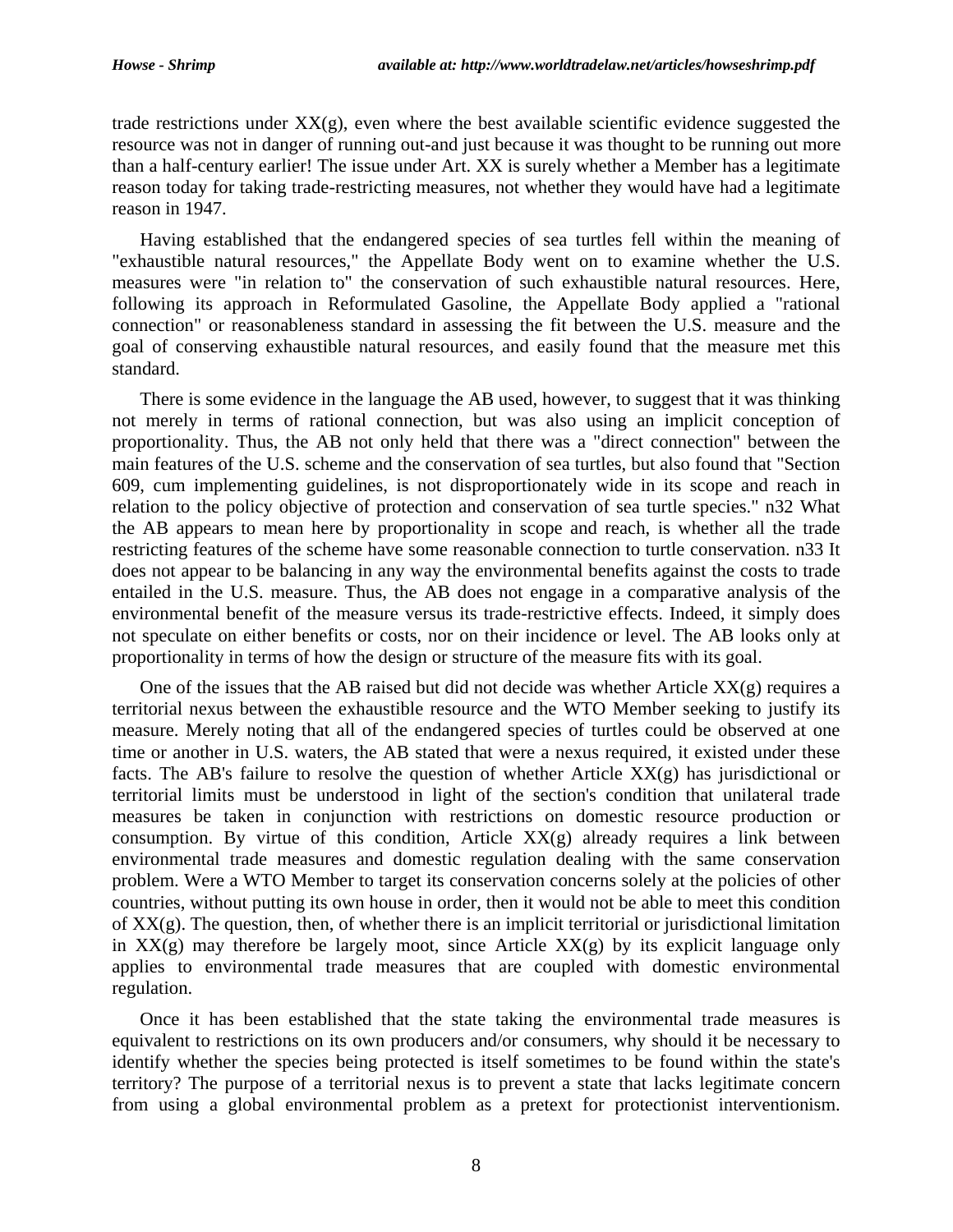trade restrictions under XX(g), even where the best available scientific evidence suggested the resource was not in danger of running out-and just because it was thought to be running out more than a half-century earlier! The issue under Art. XX is surely whether a Member has a legitimate reason today for taking trade-restricting measures, not whether they would have had a legitimate reason in 1947.

Having established that the endangered species of sea turtles fell within the meaning of "exhaustible natural resources," the Appellate Body went on to examine whether the U.S. measures were "in relation to" the conservation of such exhaustible natural resources. Here, following its approach in Reformulated Gasoline, the Appellate Body applied a "rational connection" or reasonableness standard in assessing the fit between the U.S. measure and the goal of conserving exhaustible natural resources, and easily found that the measure met this standard.

There is some evidence in the language the AB used, however, to suggest that it was thinking not merely in terms of rational connection, but was also using an implicit conception of proportionality. Thus, the AB not only held that there was a "direct connection" between the main features of the U.S. scheme and the conservation of sea turtles, but also found that "Section 609, cum implementing guidelines, is not disproportionately wide in its scope and reach in relation to the policy objective of protection and conservation of sea turtle species." n32 What the AB appears to mean here by proportionality in scope and reach, is whether all the trade restricting features of the scheme have some reasonable connection to turtle conservation. n33 It does not appear to be balancing in any way the environmental benefits against the costs to trade entailed in the U.S. measure. Thus, the AB does not engage in a comparative analysis of the environmental benefit of the measure versus its trade-restrictive effects. Indeed, it simply does not speculate on either benefits or costs, nor on their incidence or level. The AB looks only at proportionality in terms of how the design or structure of the measure fits with its goal.

One of the issues that the AB raised but did not decide was whether Article XX(g) requires a territorial nexus between the exhaustible resource and the WTO Member seeking to justify its measure. Merely noting that all of the endangered species of turtles could be observed at one time or another in U.S. waters, the AB stated that were a nexus required, it existed under these facts. The AB's failure to resolve the question of whether Article XX(g) has jurisdictional or territorial limits must be understood in light of the section's condition that unilateral trade measures be taken in conjunction with restrictions on domestic resource production or consumption. By virtue of this condition, Article XX(g) already requires a link between environmental trade measures and domestic regulation dealing with the same conservation problem. Were a WTO Member to target its conservation concerns solely at the policies of other countries, without putting its own house in order, then it would not be able to meet this condition of XX(g). The question, then, of whether there is an implicit territorial or jurisdictional limitation in XX(g) may therefore be largely moot, since Article XX(g) by its explicit language only applies to environmental trade measures that are coupled with domestic environmental regulation.

Once it has been established that the state taking the environmental trade measures is equivalent to restrictions on its own producers and/or consumers, why should it be necessary to identify whether the species being protected is itself sometimes to be found within the state's territory? The purpose of a territorial nexus is to prevent a state that lacks legitimate concern from using a global environmental problem as a pretext for protectionist interventionism.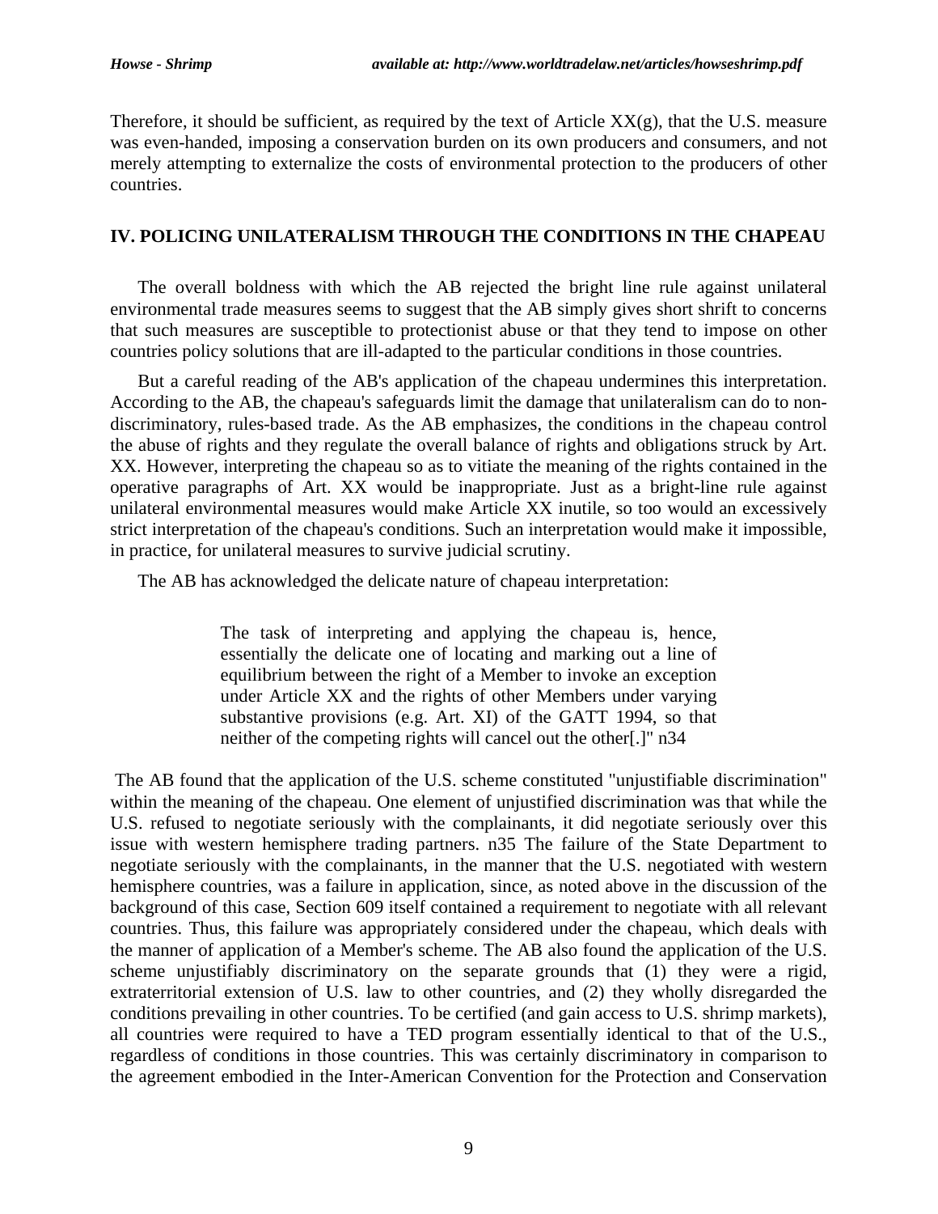Therefore, it should be sufficient, as required by the text of Article XX(g), that the U.S. measure was even-handed, imposing a conservation burden on its own producers and consumers, and not merely attempting to externalize the costs of environmental protection to the producers of other countries.

## IV. POLICING UNILATERALISM THROUGH THE CONDITIONS IN THE CHAPEAU

The overall boldness with which the AB rejected the bright line rule against unilateral environmental trade measures seems to suggest that the AB simply gives short shrift to concerns that such measures are susceptible to protectionist abuse or that they tend to impose on other countries policy solutions that are ill-adapted to the particular conditions in those countries.

But a careful reading of the AB's application of the chapeau undermines this interpretation. According to the AB, the chapeau's safeguards limit the damage that unilateralism can do to non-discriminatory, rules-based trade. As the AB emphasizes, the conditions in the chapeau control the abuse of rights and they regulate the overall balance of rights and obligations struck by Art. XX. However, interpreting the chapeau so as to vitiate the meaning of the rights contained in the operative paragraphs of Art. XX would be inappropriate. Just as a bright-line rule against unilateral environmental measures would make Article XX inutile, so too would an excessively strict interpretation of the chapeau's conditions. Such an interpretation would make it impossible, in practice, for unilateral measures to survive judicial scrutiny.

The AB has acknowledged the delicate nature of chapeau interpretation:

> The task of interpreting and applying the chapeau is, hence, essentially the delicate one of locating and marking out a line of equilibrium between the right of a Member to invoke an exception under Article XX and the rights of other Members under varying substantive provisions (e.g. Art. XI) of the GATT 1994, so that neither of the competing rights will cancel out the other[.]" n34

The AB found that the application of the U.S. scheme constituted "unjustifiable discrimination" within the meaning of the chapeau. One element of unjustified discrimination was that while the U.S. refused to negotiate seriously with the complainants, it did negotiate seriously over this issue with western hemisphere trading partners. n35 The failure of the State Department to negotiate seriously with the complainants, in the manner that the U.S. negotiated with western hemisphere countries, was a failure in application, since, as noted above in the discussion of the background of this case, Section 609 itself contained a requirement to negotiate with all relevant countries. Thus, this failure was appropriately considered under the chapeau, which deals with the manner of application of a Member's scheme. The AB also found the application of the U.S. scheme unjustifiably discriminatory on the separate grounds that (1) they were a rigid, extraterritorial extension of U.S. law to other countries, and (2) they wholly disregarded the conditions prevailing in other countries. To be certified (and gain access to U.S. shrimp markets), all countries were required to have a TED program essentially identical to that of the U.S., regardless of conditions in those countries. This was certainly discriminatory in comparison to the agreement embodied in the Inter-American Convention for the Protection and Conservation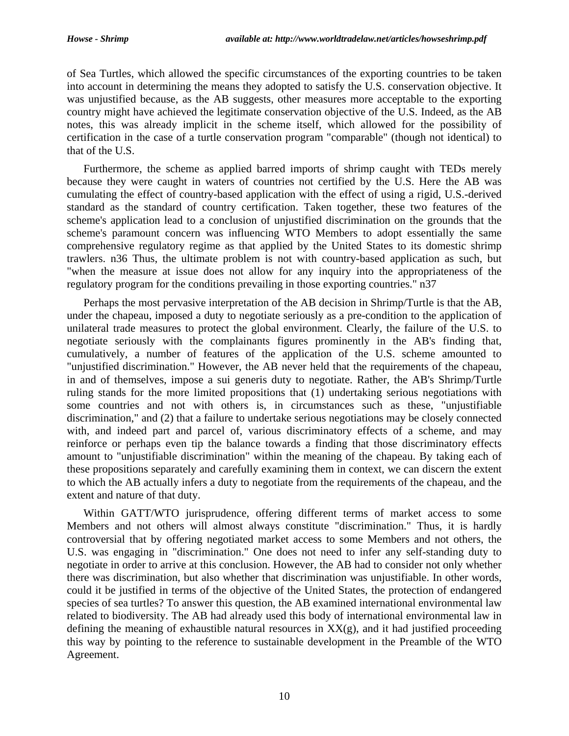of Sea Turtles, which allowed the specific circumstances of the exporting countries to be taken into account in determining the means they adopted to satisfy the U.S. conservation objective. It was unjustified because, as the AB suggests, other measures more acceptable to the exporting country might have achieved the legitimate conservation objective of the U.S. Indeed, as the AB notes, this was already implicit in the scheme itself, which allowed for the possibility of certification in the case of a turtle conservation program "comparable" (though not identical) to that of the U.S.

Furthermore, the scheme as applied barred imports of shrimp caught with TEDs merely because they were caught in waters of countries not certified by the U.S. Here the AB was cumulating the effect of country-based application with the effect of using a rigid, U.S.-derived standard as the standard of country certification. Taken together, these two features of the scheme's application lead to a conclusion of unjustified discrimination on the grounds that the scheme's paramount concern was influencing WTO Members to adopt essentially the same comprehensive regulatory regime as that applied by the United States to its domestic shrimp trawlers. n36 Thus, the ultimate problem is not with country-based application as such, but "when the measure at issue does not allow for any inquiry into the appropriateness of the regulatory program for the conditions prevailing in those exporting countries." n37

Perhaps the most pervasive interpretation of the AB decision in Shrimp/Turtle is that the AB, under the chapeau, imposed a duty to negotiate seriously as a pre-condition to the application of unilateral trade measures to protect the global environment. Clearly, the failure of the U.S. to negotiate seriously with the complainants figures prominently in the AB's finding that, cumulatively, a number of features of the application of the U.S. scheme amounted to "unjustified discrimination." However, the AB never held that the requirements of the chapeau, in and of themselves, impose a sui generis duty to negotiate. Rather, the AB's Shrimp/Turtle ruling stands for the more limited propositions that (1) undertaking serious negotiations with some countries and not with others is, in circumstances such as these, "unjustifiable discrimination," and (2) that a failure to undertake serious negotiations may be closely connected with, and indeed part and parcel of, various discriminatory effects of a scheme, and may reinforce or perhaps even tip the balance towards a finding that those discriminatory effects amount to "unjustifiable discrimination" within the meaning of the chapeau. By taking each of these propositions separately and carefully examining them in context, we can discern the extent to which the AB actually infers a duty to negotiate from the requirements of the chapeau, and the extent and nature of that duty.

Within GATT/WTO jurisprudence, offering different terms of market access to some Members and not others will almost always constitute "discrimination." Thus, it is hardly controversial that by offering negotiated market access to some Members and not others, the U.S. was engaging in "discrimination." One does not need to infer any self-standing duty to negotiate in order to arrive at this conclusion. However, the AB had to consider not only whether there was discrimination, but also whether that discrimination was unjustifiable. In other words, could it be justified in terms of the objective of the United States, the protection of endangered species of sea turtles? To answer this question, the AB examined international environmental law related to biodiversity. The AB had already used this body of international environmental law in defining the meaning of exhaustible natural resources in XX(g), and it had justified proceeding this way by pointing to the reference to sustainable development in the Preamble of the WTO Agreement.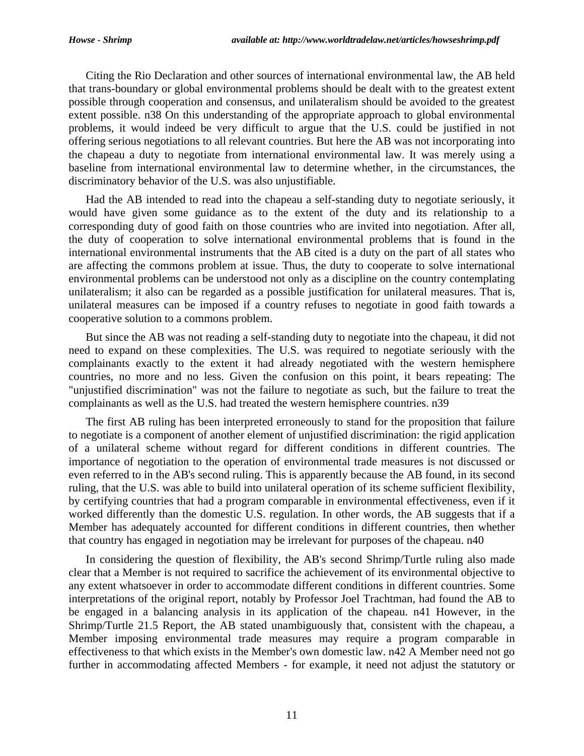Citing the Rio Declaration and other sources of international environmental law, the AB held that trans-boundary or global environmental problems should be dealt with to the greatest extent possible through cooperation and consensus, and unilateralism should be avoided to the greatest extent possible. n38 On this understanding of the appropriate approach to global environmental problems, it would indeed be very difficult to argue that the U.S. could be justified in not offering serious negotiations to all relevant countries. But here the AB was not incorporating into the chapeau a duty to negotiate from international environmental law. It was merely using a baseline from international environmental law to determine whether, in the circumstances, the discriminatory behavior of the U.S. was also unjustifiable.

Had the AB intended to read into the chapeau a self-standing duty to negotiate seriously, it would have given some guidance as to the extent of the duty and its relationship to a corresponding duty of good faith on those countries who are invited into negotiation. After all, the duty of cooperation to solve international environmental problems that is found in the international environmental instruments that the AB cited is a duty on the part of all states who are affecting the commons problem at issue. Thus, the duty to cooperate to solve international environmental problems can be understood not only as a discipline on the country contemplating unilateralism; it also can be regarded as a possible justification for unilateral measures. That is, unilateral measures can be imposed if a country refuses to negotiate in good faith towards a cooperative solution to a commons problem.

But since the AB was not reading a self-standing duty to negotiate into the chapeau, it did not need to expand on these complexities. The U.S. was required to negotiate seriously with the complainants exactly to the extent it had already negotiated with the western hemisphere countries, no more and no less. Given the confusion on this point, it bears repeating: The "unjustified discrimination" was not the failure to negotiate as such, but the failure to treat the complainants as well as the U.S. had treated the western hemisphere countries. n39

The first AB ruling has been interpreted erroneously to stand for the proposition that failure to negotiate is a component of another element of unjustified discrimination: the rigid application of a unilateral scheme without regard for different conditions in different countries. The importance of negotiation to the operation of environmental trade measures is not discussed or even referred to in the AB's second ruling. This is apparently because the AB found, in its second ruling, that the U.S. was able to build into unilateral operation of its scheme sufficient flexibility, by certifying countries that had a program comparable in environmental effectiveness, even if it worked differently than the domestic U.S. regulation. In other words, the AB suggests that if a Member has adequately accounted for different conditions in different countries, then whether that country has engaged in negotiation may be irrelevant for purposes of the chapeau. n40

In considering the question of flexibility, the AB's second Shrimp/Turtle ruling also made clear that a Member is not required to sacrifice the achievement of its environmental objective to any extent whatsoever in order to accommodate different conditions in different countries. Some interpretations of the original report, notably by Professor Joel Trachtman, had found the AB to be engaged in a balancing analysis in its application of the chapeau. n41 However, in the Shrimp/Turtle 21.5 Report, the AB stated unambiguously that, consistent with the chapeau, a Member imposing environmental trade measures may require a program comparable in effectiveness to that which exists in the Member's own domestic law. n42 A Member need not go further in accommodating affected Members - for example, it need not adjust the statutory or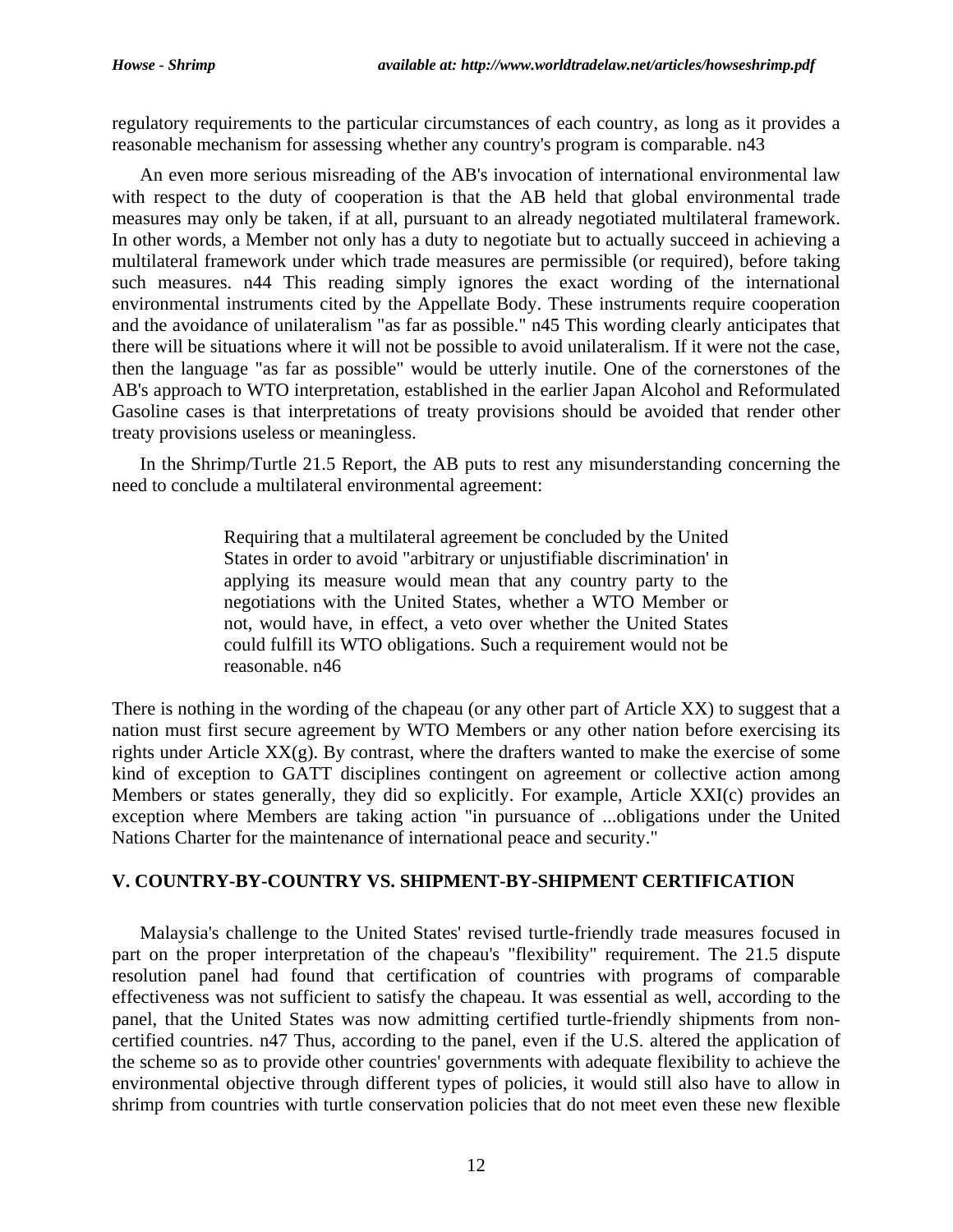regulatory requirements to the particular circumstances of each country, as long as it provides a reasonable mechanism for assessing whether any country's program is comparable. n43

An even more serious misreading of the AB's invocation of international environmental law with respect to the duty of cooperation is that the AB held that global environmental trade measures may only be taken, if at all, pursuant to an already negotiated multilateral framework. In other words, a Member not only has a duty to negotiate but to actually succeed in achieving a multilateral framework under which trade measures are permissible (or required), before taking such measures. n44 This reading simply ignores the exact wording of the international environmental instruments cited by the Appellate Body. These instruments require cooperation and the avoidance of unilateralism "as far as possible." n45 This wording clearly anticipates that there will be situations where it will not be possible to avoid unilateralism. If it were not the case, then the language "as far as possible" would be utterly inutile. One of the cornerstones of the AB's approach to WTO interpretation, established in the earlier Japan Alcohol and Reformulated Gasoline cases is that interpretations of treaty provisions should be avoided that render other treaty provisions useless or meaningless.

In the Shrimp/Turtle 21.5 Report, the AB puts to rest any misunderstanding concerning the need to conclude a multilateral environmental agreement:

> Requiring that a multilateral agreement be concluded by the United States in order to avoid "arbitrary or unjustifiable discrimination' in applying its measure would mean that any country party to the negotiations with the United States, whether a WTO Member or not, would have, in effect, a veto over whether the United States could fulfill its WTO obligations. Such a requirement would not be reasonable. n46

There is nothing in the wording of the chapeau (or any other part of Article XX) to suggest that a nation must first secure agreement by WTO Members or any other nation before exercising its rights under Article XX(g). By contrast, where the drafters wanted to make the exercise of some kind of exception to GATT disciplines contingent on agreement or collective action among Members or states generally, they did so explicitly. For example, Article XXI(c) provides an exception where Members are taking action "in pursuance of ...obligations under the United Nations Charter for the maintenance of international peace and security."

## V. COUNTRY-BY-COUNTRY VS. SHIPMENT-BY-SHIPMENT CERTIFICATION

Malaysia's challenge to the United States' revised turtle-friendly trade measures focused in part on the proper interpretation of the chapeau's "flexibility" requirement. The 21.5 dispute resolution panel had found that certification of countries with programs of comparable effectiveness was not sufficient to satisfy the chapeau. It was essential as well, according to the panel, that the United States was now admitting certified turtle-friendly shipments from non-certified countries. n47 Thus, according to the panel, even if the U.S. altered the application of the scheme so as to provide other countries' governments with adequate flexibility to achieve the environmental objective through different types of policies, it would still also have to allow in shrimp from countries with turtle conservation policies that do not meet even these new flexible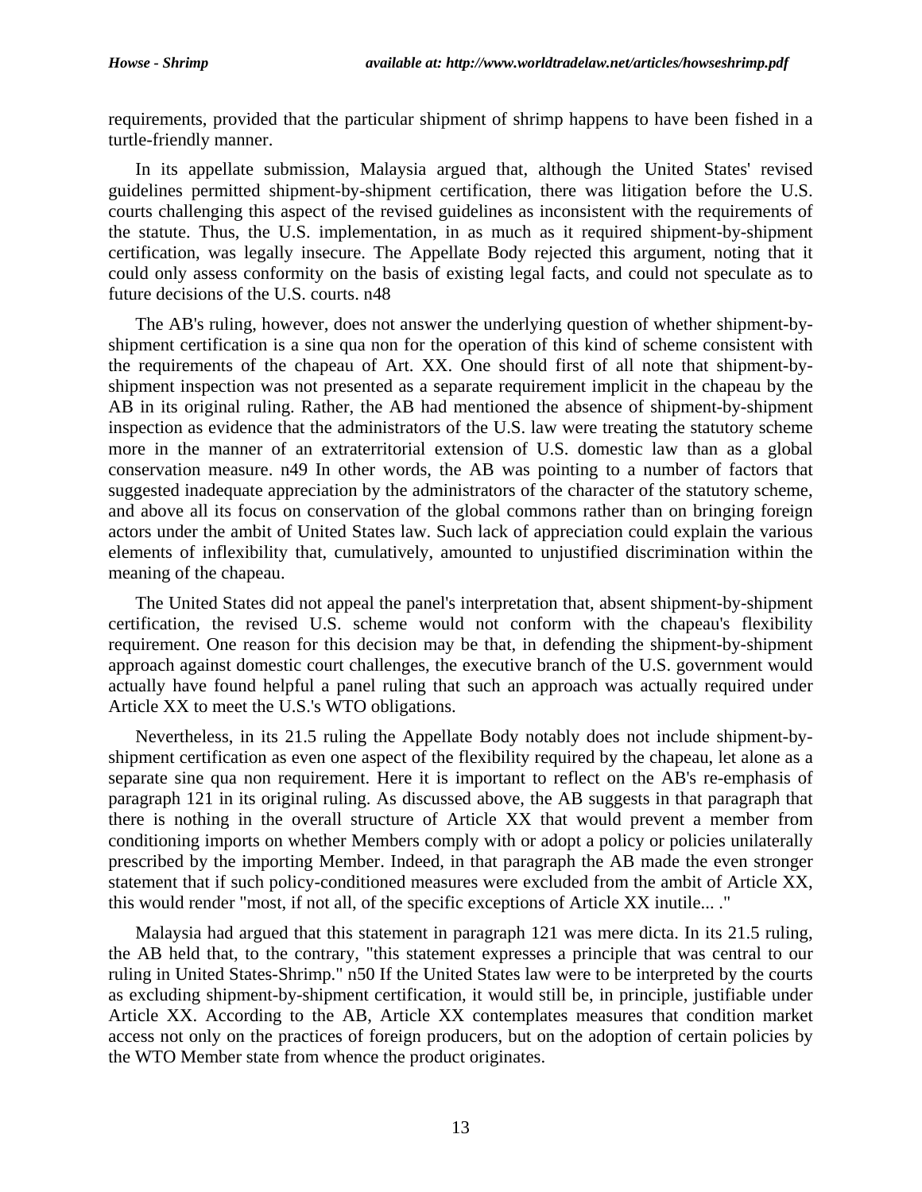requirements, provided that the particular shipment of shrimp happens to have been fished in a turtle-friendly manner.

In its appellate submission, Malaysia argued that, although the United States' revised guidelines permitted shipment-by-shipment certification, there was litigation before the U.S. courts challenging this aspect of the revised guidelines as inconsistent with the requirements of the statute. Thus, the U.S. implementation, in as much as it required shipment-by-shipment certification, was legally insecure. The Appellate Body rejected this argument, noting that it could only assess conformity on the basis of existing legal facts, and could not speculate as to future decisions of the U.S. courts. n48

The AB's ruling, however, does not answer the underlying question of whether shipment-by-shipment certification is a sine qua non for the operation of this kind of scheme consistent with the requirements of the chapeau of Art. XX. One should first of all note that shipment-by-shipment inspection was not presented as a separate requirement implicit in the chapeau by the AB in its original ruling. Rather, the AB had mentioned the absence of shipment-by-shipment inspection as evidence that the administrators of the U.S. law were treating the statutory scheme more in the manner of an extraterritorial extension of U.S. domestic law than as a global conservation measure. n49 In other words, the AB was pointing to a number of factors that suggested inadequate appreciation by the administrators of the character of the statutory scheme, and above all its focus on conservation of the global commons rather than on bringing foreign actors under the ambit of United States law. Such lack of appreciation could explain the various elements of inflexibility that, cumulatively, amounted to unjustified discrimination within the meaning of the chapeau.

The United States did not appeal the panel's interpretation that, absent shipment-by-shipment certification, the revised U.S. scheme would not conform with the chapeau's flexibility requirement. One reason for this decision may be that, in defending the shipment-by-shipment approach against domestic court challenges, the executive branch of the U.S. government would actually have found helpful a panel ruling that such an approach was actually required under Article XX to meet the U.S.'s WTO obligations.

Nevertheless, in its 21.5 ruling the Appellate Body notably does not include shipment-by-shipment certification as even one aspect of the flexibility required by the chapeau, let alone as a separate sine qua non requirement. Here it is important to reflect on the AB's re-emphasis of paragraph 121 in its original ruling. As discussed above, the AB suggests in that paragraph that there is nothing in the overall structure of Article XX that would prevent a member from conditioning imports on whether Members comply with or adopt a policy or policies unilaterally prescribed by the importing Member. Indeed, in that paragraph the AB made the even stronger statement that if such policy-conditioned measures were excluded from the ambit of Article XX, this would render "most, if not all, of the specific exceptions of Article XX inutile... ."

Malaysia had argued that this statement in paragraph 121 was mere dicta. In its 21.5 ruling, the AB held that, to the contrary, "this statement expresses a principle that was central to our ruling in United States-Shrimp." n50 If the United States law were to be interpreted by the courts as excluding shipment-by-shipment certification, it would still be, in principle, justifiable under Article XX. According to the AB, Article XX contemplates measures that condition market access not only on the practices of foreign producers, but on the adoption of certain policies by the WTO Member state from whence the product originates.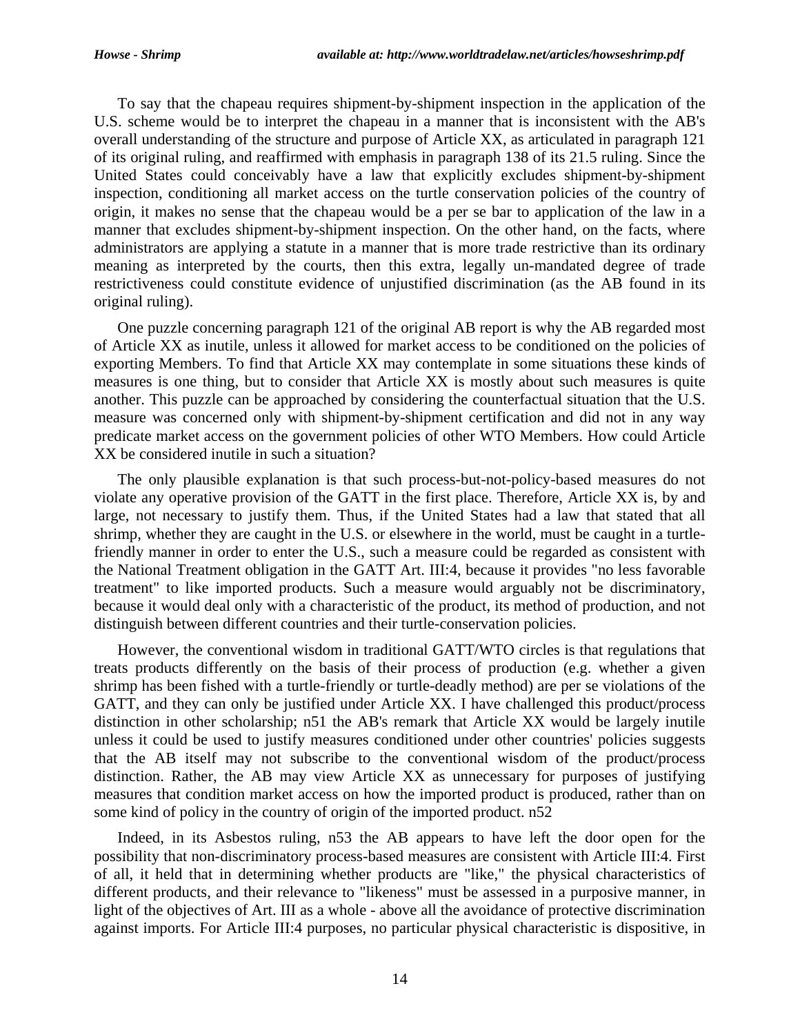To say that the chapeau requires shipment-by-shipment inspection in the application of the U.S. scheme would be to interpret the chapeau in a manner that is inconsistent with the AB's overall understanding of the structure and purpose of Article XX, as articulated in paragraph 121 of its original ruling, and reaffirmed with emphasis in paragraph 138 of its 21.5 ruling. Since the United States could conceivably have a law that explicitly excludes shipment-by-shipment inspection, conditioning all market access on the turtle conservation policies of the country of origin, it makes no sense that the chapeau would be a per se bar to application of the law in a manner that excludes shipment-by-shipment inspection. On the other hand, on the facts, where administrators are applying a statute in a manner that is more trade restrictive than its ordinary meaning as interpreted by the courts, then this extra, legally un-mandated degree of trade restrictiveness could constitute evidence of unjustified discrimination (as the AB found in its original ruling).

One puzzle concerning paragraph 121 of the original AB report is why the AB regarded most of Article XX as inutile, unless it allowed for market access to be conditioned on the policies of exporting Members. To find that Article XX may contemplate in some situations these kinds of measures is one thing, but to consider that Article XX is mostly about such measures is quite another. This puzzle can be approached by considering the counterfactual situation that the U.S. measure was concerned only with shipment-by-shipment certification and did not in any way predicate market access on the government policies of other WTO Members. How could Article XX be considered inutile in such a situation?

The only plausible explanation is that such process-but-not-policy-based measures do not violate any operative provision of the GATT in the first place. Therefore, Article XX is, by and large, not necessary to justify them. Thus, if the United States had a law that stated that all shrimp, whether they are caught in the U.S. or elsewhere in the world, must be caught in a turtle-friendly manner in order to enter the U.S., such a measure could be regarded as consistent with the National Treatment obligation in the GATT Art. III:4, because it provides "no less favorable treatment" to like imported products. Such a measure would arguably not be discriminatory, because it would deal only with a characteristic of the product, its method of production, and not distinguish between different countries and their turtle-conservation policies.

However, the conventional wisdom in traditional GATT/WTO circles is that regulations that treats products differently on the basis of their process of production (e.g. whether a given shrimp has been fished with a turtle-friendly or turtle-deadly method) are per se violations of the GATT, and they can only be justified under Article XX. I have challenged this product/process distinction in other scholarship; n51 the AB's remark that Article XX would be largely inutile unless it could be used to justify measures conditioned under other countries' policies suggests that the AB itself may not subscribe to the conventional wisdom of the product/process distinction. Rather, the AB may view Article XX as unnecessary for purposes of justifying measures that condition market access on how the imported product is produced, rather than on some kind of policy in the country of origin of the imported product. n52

Indeed, in its Asbestos ruling, n53 the AB appears to have left the door open for the possibility that non-discriminatory process-based measures are consistent with Article III:4. First of all, it held that in determining whether products are "like," the physical characteristics of different products, and their relevance to "likeness" must be assessed in a purposive manner, in light of the objectives of Art. III as a whole - above all the avoidance of protective discrimination against imports. For Article III:4 purposes, no particular physical characteristic is dispositive, in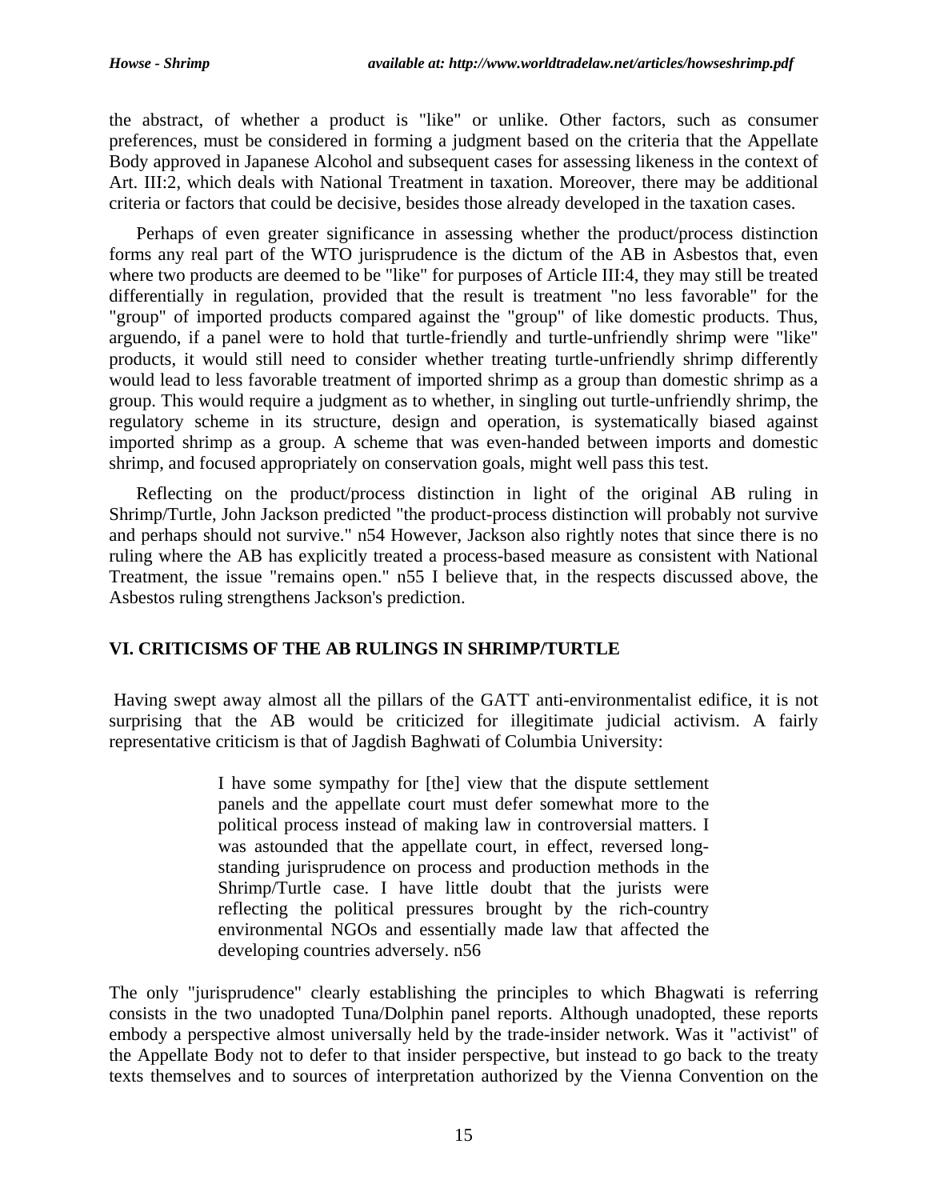the abstract, of whether a product is "like" or unlike. Other factors, such as consumer preferences, must be considered in forming a judgment based on the criteria that the Appellate Body approved in Japanese Alcohol and subsequent cases for assessing likeness in the context of Art. III:2, which deals with National Treatment in taxation. Moreover, there may be additional criteria or factors that could be decisive, besides those already developed in the taxation cases.

Perhaps of even greater significance in assessing whether the product/process distinction forms any real part of the WTO jurisprudence is the dictum of the AB in Asbestos that, even where two products are deemed to be "like" for purposes of Article III:4, they may still be treated differentially in regulation, provided that the result is treatment "no less favorable" for the "group" of imported products compared against the "group" of like domestic products. Thus, arguendo, if a panel were to hold that turtle-friendly and turtle-unfriendly shrimp were "like" products, it would still need to consider whether treating turtle-unfriendly shrimp differently would lead to less favorable treatment of imported shrimp as a group than domestic shrimp as a group. This would require a judgment as to whether, in singling out turtle-unfriendly shrimp, the regulatory scheme in its structure, design and operation, is systematically biased against imported shrimp as a group. A scheme that was even-handed between imports and domestic shrimp, and focused appropriately on conservation goals, might well pass this test.

Reflecting on the product/process distinction in light of the original AB ruling in Shrimp/Turtle, John Jackson predicted "the product-process distinction will probably not survive and perhaps should not survive." n54 However, Jackson also rightly notes that since there is no ruling where the AB has explicitly treated a process-based measure as consistent with National Treatment, the issue "remains open." n55 I believe that, in the respects discussed above, the Asbestos ruling strengthens Jackson's prediction.

## VI. CRITICISMS OF THE AB RULINGS IN SHRIMP/TURTLE

Having swept away almost all the pillars of the GATT anti-environmentalist edifice, it is not surprising that the AB would be criticized for illegitimate judicial activism. A fairly representative criticism is that of Jagdish Baghwati of Columbia University:

> I have some sympathy for [the] view that the dispute settlement panels and the appellate court must defer somewhat more to the political process instead of making law in controversial matters. I was astounded that the appellate court, in effect, reversed long-standing jurisprudence on process and production methods in the Shrimp/Turtle case. I have little doubt that the jurists were reflecting the political pressures brought by the rich-country environmental NGOs and essentially made law that affected the developing countries adversely. n56

The only "jurisprudence" clearly establishing the principles to which Bhagwati is referring consists in the two unadopted Tuna/Dolphin panel reports. Although unadopted, these reports embody a perspective almost universally held by the trade-insider network. Was it "activist" of the Appellate Body not to defer to that insider perspective, but instead to go back to the treaty texts themselves and to sources of interpretation authorized by the Vienna Convention on the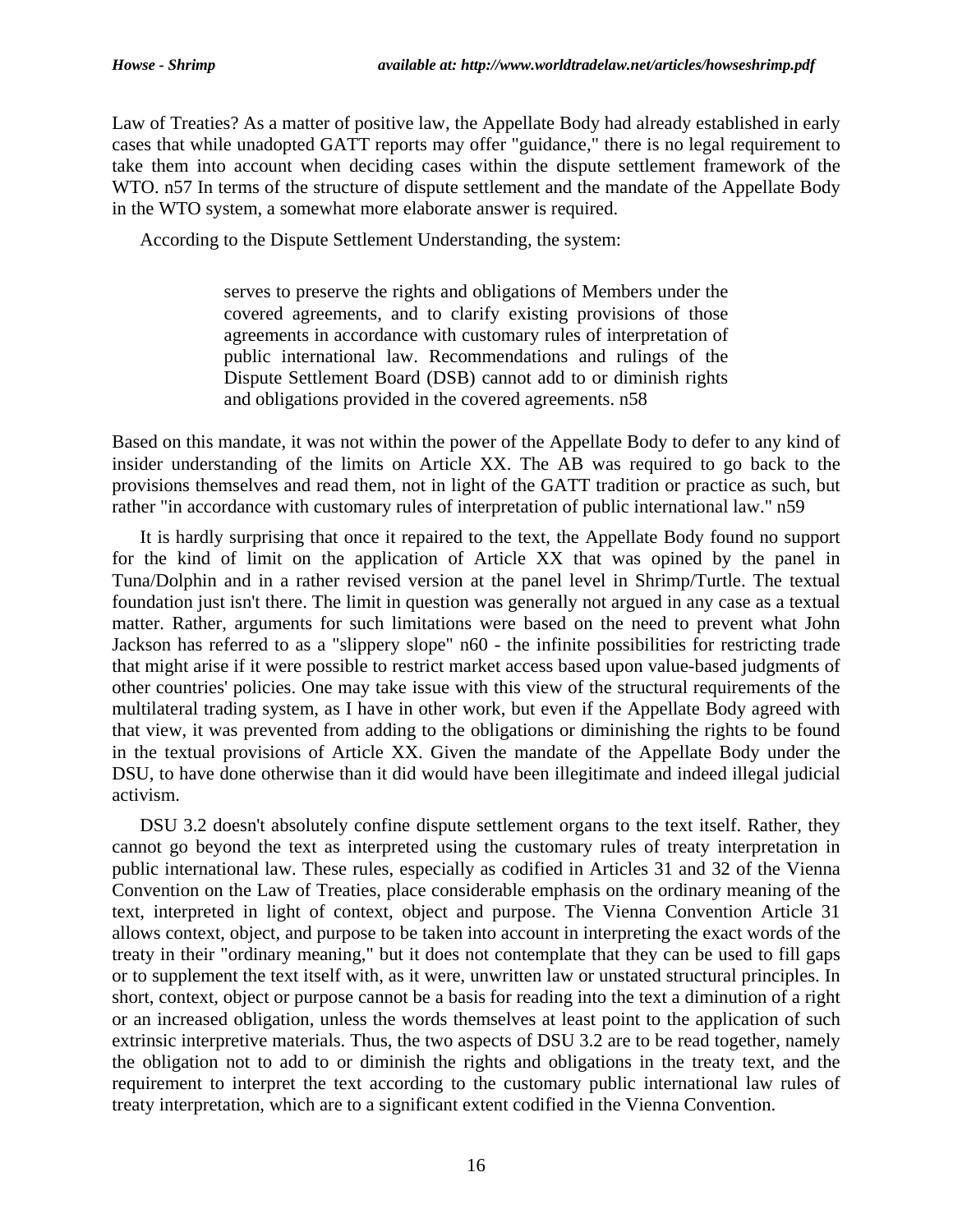Law of Treaties? As a matter of positive law, the Appellate Body had already established in early cases that while unadopted GATT reports may offer "guidance," there is no legal requirement to take them into account when deciding cases within the dispute settlement framework of the WTO. n57 In terms of the structure of dispute settlement and the mandate of the Appellate Body in the WTO system, a somewhat more elaborate answer is required.

According to the Dispute Settlement Understanding, the system:

> serves to preserve the rights and obligations of Members under the covered agreements, and to clarify existing provisions of those agreements in accordance with customary rules of interpretation of public international law. Recommendations and rulings of the Dispute Settlement Board (DSB) cannot add to or diminish rights and obligations provided in the covered agreements. n58

Based on this mandate, it was not within the power of the Appellate Body to defer to any kind of insider understanding of the limits on Article XX. The AB was required to go back to the provisions themselves and read them, not in light of the GATT tradition or practice as such, but rather "in accordance with customary rules of interpretation of public international law." n59

It is hardly surprising that once it repaired to the text, the Appellate Body found no support for the kind of limit on the application of Article XX that was opined by the panel in Tuna/Dolphin and in a rather revised version at the panel level in Shrimp/Turtle. The textual foundation just isn't there. The limit in question was generally not argued in any case as a textual matter. Rather, arguments for such limitations were based on the need to prevent what John Jackson has referred to as a "slippery slope" n60 - the infinite possibilities for restricting trade that might arise if it were possible to restrict market access based upon value-based judgments of other countries' policies. One may take issue with this view of the structural requirements of the multilateral trading system, as I have in other work, but even if the Appellate Body agreed with that view, it was prevented from adding to the obligations or diminishing the rights to be found in the textual provisions of Article XX. Given the mandate of the Appellate Body under the DSU, to have done otherwise than it did would have been illegitimate and indeed illegal judicial activism.

DSU 3.2 doesn't absolutely confine dispute settlement organs to the text itself. Rather, they cannot go beyond the text as interpreted using the customary rules of treaty interpretation in public international law. These rules, especially as codified in Articles 31 and 32 of the Vienna Convention on the Law of Treaties, place considerable emphasis on the ordinary meaning of the text, interpreted in light of context, object and purpose. The Vienna Convention Article 31 allows context, object, and purpose to be taken into account in interpreting the exact words of the treaty in their "ordinary meaning," but it does not contemplate that they can be used to fill gaps or to supplement the text itself with, as it were, unwritten law or unstated structural principles. In short, context, object or purpose cannot be a basis for reading into the text a diminution of a right or an increased obligation, unless the words themselves at least point to the application of such extrinsic interpretive materials. Thus, the two aspects of DSU 3.2 are to be read together, namely the obligation not to add to or diminish the rights and obligations in the treaty text, and the requirement to interpret the text according to the customary public international law rules of treaty interpretation, which are to a significant extent codified in the Vienna Convention.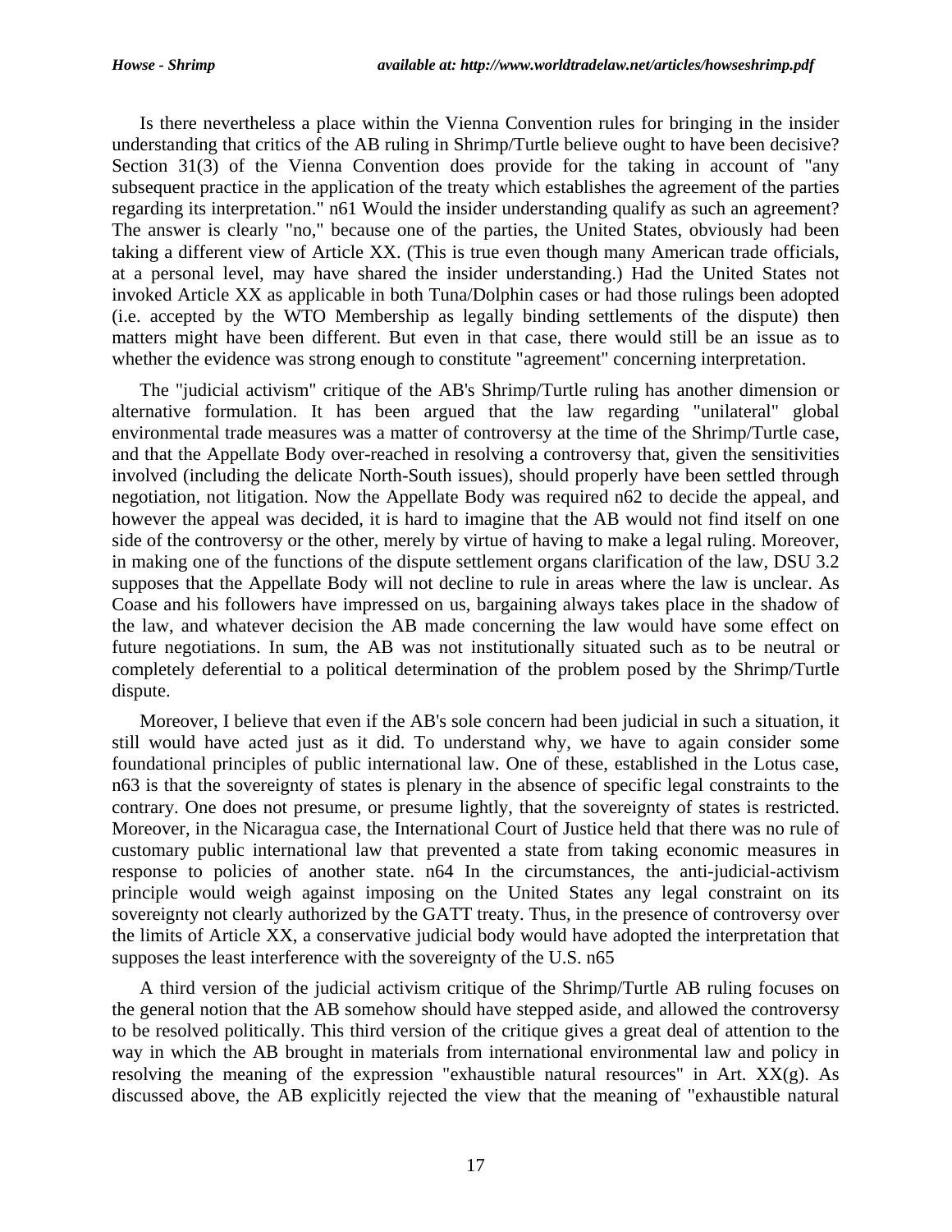Is there nevertheless a place within the Vienna Convention rules for bringing in the insider understanding that critics of the AB ruling in Shrimp/Turtle believe ought to have been decisive? Section 31(3) of the Vienna Convention does provide for the taking in account of "any subsequent practice in the application of the treaty which establishes the agreement of the parties regarding its interpretation." n61 Would the insider understanding qualify as such an agreement? The answer is clearly "no," because one of the parties, the United States, obviously had been taking a different view of Article XX. (This is true even though many American trade officials, at a personal level, may have shared the insider understanding.) Had the United States not invoked Article XX as applicable in both Tuna/Dolphin cases or had those rulings been adopted (i.e. accepted by the WTO Membership as legally binding settlements of the dispute) then matters might have been different. But even in that case, there would still be an issue as to whether the evidence was strong enough to constitute "agreement" concerning interpretation.

The "judicial activism" critique of the AB's Shrimp/Turtle ruling has another dimension or alternative formulation. It has been argued that the law regarding "unilateral" global environmental trade measures was a matter of controversy at the time of the Shrimp/Turtle case, and that the Appellate Body over-reached in resolving a controversy that, given the sensitivities involved (including the delicate North-South issues), should properly have been settled through negotiation, not litigation. Now the Appellate Body was required n62 to decide the appeal, and however the appeal was decided, it is hard to imagine that the AB would not find itself on one side of the controversy or the other, merely by virtue of having to make a legal ruling. Moreover, in making one of the functions of the dispute settlement organs clarification of the law, DSU 3.2 supposes that the Appellate Body will not decline to rule in areas where the law is unclear. As Coase and his followers have impressed on us, bargaining always takes place in the shadow of the law, and whatever decision the AB made concerning the law would have some effect on future negotiations. In sum, the AB was not institutionally situated such as to be neutral or completely deferential to a political determination of the problem posed by the Shrimp/Turtle dispute.

Moreover, I believe that even if the AB's sole concern had been judicial in such a situation, it still would have acted just as it did. To understand why, we have to again consider some foundational principles of public international law. One of these, established in the Lotus case, n63 is that the sovereignty of states is plenary in the absence of specific legal constraints to the contrary. One does not presume, or presume lightly, that the sovereignty of states is restricted. Moreover, in the Nicaragua case, the International Court of Justice held that there was no rule of customary public international law that prevented a state from taking economic measures in response to policies of another state. n64 In the circumstances, the anti-judicial-activism principle would weigh against imposing on the United States any legal constraint on its sovereignty not clearly authorized by the GATT treaty. Thus, in the presence of controversy over the limits of Article XX, a conservative judicial body would have adopted the interpretation that supposes the least interference with the sovereignty of the U.S. n65

A third version of the judicial activism critique of the Shrimp/Turtle AB ruling focuses on the general notion that the AB somehow should have stepped aside, and allowed the controversy to be resolved politically. This third version of the critique gives a great deal of attention to the way in which the AB brought in materials from international environmental law and policy in resolving the meaning of the expression "exhaustible natural resources" in Art. XX(g). As discussed above, the AB explicitly rejected the view that the meaning of "exhaustible natural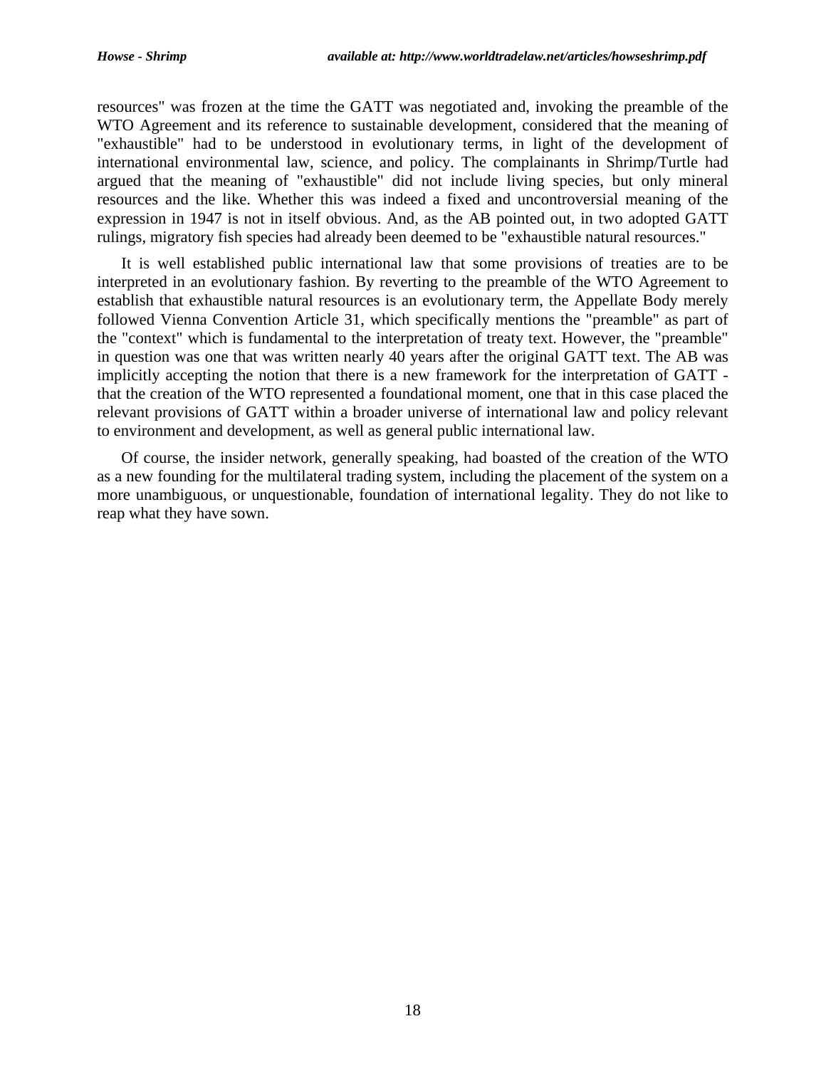resources" was frozen at the time the GATT was negotiated and, invoking the preamble of the WTO Agreement and its reference to sustainable development, considered that the meaning of "exhaustible" had to be understood in evolutionary terms, in light of the development of international environmental law, science, and policy. The complainants in Shrimp/Turtle had argued that the meaning of "exhaustible" did not include living species, but only mineral resources and the like. Whether this was indeed a fixed and uncontroversial meaning of the expression in 1947 is not in itself obvious. And, as the AB pointed out, in two adopted GATT rulings, migratory fish species had already been deemed to be "exhaustible natural resources."

It is well established public international law that some provisions of treaties are to be interpreted in an evolutionary fashion. By reverting to the preamble of the WTO Agreement to establish that exhaustible natural resources is an evolutionary term, the Appellate Body merely followed Vienna Convention Article 31, which specifically mentions the "preamble" as part of the "context" which is fundamental to the interpretation of treaty text. However, the "preamble" in question was one that was written nearly 40 years after the original GATT text. The AB was implicitly accepting the notion that there is a new framework for the interpretation of GATT - that the creation of the WTO represented a foundational moment, one that in this case placed the relevant provisions of GATT within a broader universe of international law and policy relevant to environment and development, as well as general public international law.

Of course, the insider network, generally speaking, had boasted of the creation of the WTO as a new founding for the multilateral trading system, including the placement of the system on a more unambiguous, or unquestionable, foundation of international legality. They do not like to reap what they have sown.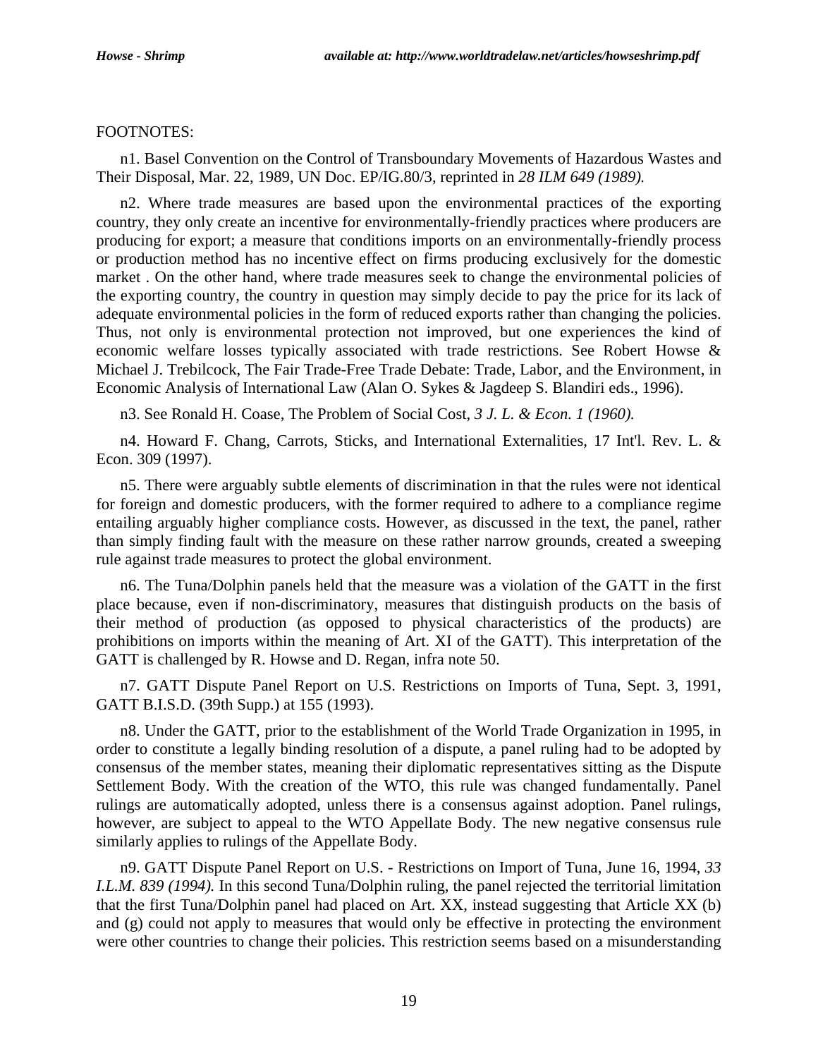FOOTNOTES:

n1. Basel Convention on the Control of Transboundary Movements of Hazardous Wastes and Their Disposal, Mar. 22, 1989, UN Doc. EP/IG.80/3, reprinted in *28 ILM 649 (1989).*

n2. Where trade measures are based upon the environmental practices of the exporting country, they only create an incentive for environmentally-friendly practices where producers are producing for export; a measure that conditions imports on an environmentally-friendly process or production method has no incentive effect on firms producing exclusively for the domestic market . On the other hand, where trade measures seek to change the environmental policies of the exporting country, the country in question may simply decide to pay the price for its lack of adequate environmental policies in the form of reduced exports rather than changing the policies. Thus, not only is environmental protection not improved, but one experiences the kind of economic welfare losses typically associated with trade restrictions. See Robert Howse & Michael J. Trebilcock, The Fair Trade-Free Trade Debate: Trade, Labor, and the Environment, in Economic Analysis of International Law (Alan O. Sykes & Jagdeep S. Blandiri eds., 1996).

n3. See Ronald H. Coase, The Problem of Social Cost, *3 J. L. & Econ. 1 (1960).*

n4. Howard F. Chang, Carrots, Sticks, and International Externalities, 17 Int'l. Rev. L. & Econ. 309 (1997).

n5. There were arguably subtle elements of discrimination in that the rules were not identical for foreign and domestic producers, with the former required to adhere to a compliance regime entailing arguably higher compliance costs. However, as discussed in the text, the panel, rather than simply finding fault with the measure on these rather narrow grounds, created a sweeping rule against trade measures to protect the global environment.

n6. The Tuna/Dolphin panels held that the measure was a violation of the GATT in the first place because, even if non-discriminatory, measures that distinguish products on the basis of their method of production (as opposed to physical characteristics of the products) are prohibitions on imports within the meaning of Art. XI of the GATT). This interpretation of the GATT is challenged by R. Howse and D. Regan, infra note 50.

n7. GATT Dispute Panel Report on U.S. Restrictions on Imports of Tuna, Sept. 3, 1991, GATT B.I.S.D. (39th Supp.) at 155 (1993).

n8. Under the GATT, prior to the establishment of the World Trade Organization in 1995, in order to constitute a legally binding resolution of a dispute, a panel ruling had to be adopted by consensus of the member states, meaning their diplomatic representatives sitting as the Dispute Settlement Body. With the creation of the WTO, this rule was changed fundamentally. Panel rulings are automatically adopted, unless there is a consensus against adoption. Panel rulings, however, are subject to appeal to the WTO Appellate Body. The new negative consensus rule similarly applies to rulings of the Appellate Body.

n9. GATT Dispute Panel Report on U.S. - Restrictions on Import of Tuna, June 16, 1994, *33 I.L.M. 839 (1994).* In this second Tuna/Dolphin ruling, the panel rejected the territorial limitation that the first Tuna/Dolphin panel had placed on Art. XX, instead suggesting that Article XX (b) and (g) could not apply to measures that would only be effective in protecting the environment were other countries to change their policies. This restriction seems based on a misunderstanding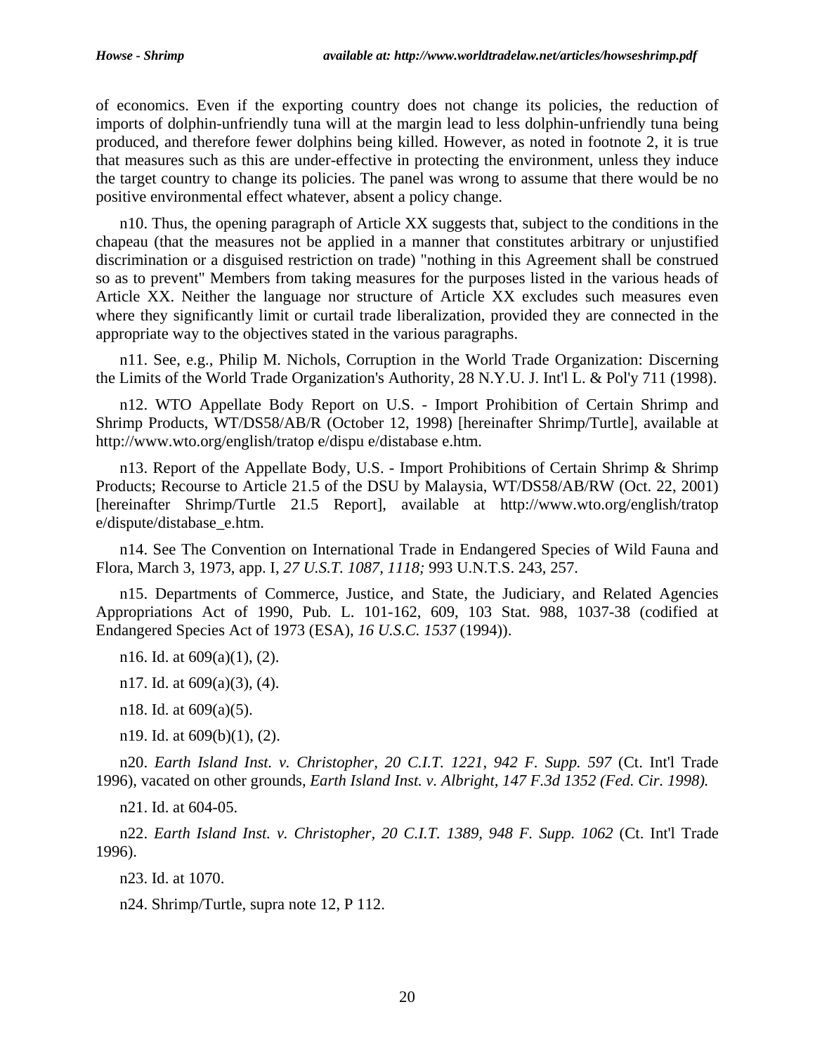of economics. Even if the exporting country does not change its policies, the reduction of imports of dolphin-unfriendly tuna will at the margin lead to less dolphin-unfriendly tuna being produced, and therefore fewer dolphins being killed. However, as noted in footnote 2, it is true that measures such as this are under-effective in protecting the environment, unless they induce the target country to change its policies. The panel was wrong to assume that there would be no positive environmental effect whatever, absent a policy change.

n10. Thus, the opening paragraph of Article XX suggests that, subject to the conditions in the chapeau (that the measures not be applied in a manner that constitutes arbitrary or unjustified discrimination or a disguised restriction on trade) "nothing in this Agreement shall be construed so as to prevent" Members from taking measures for the purposes listed in the various heads of Article XX. Neither the language nor structure of Article XX excludes such measures even where they significantly limit or curtail trade liberalization, provided they are connected in the appropriate way to the objectives stated in the various paragraphs.

n11. See, e.g., Philip M. Nichols, Corruption in the World Trade Organization: Discerning the Limits of the World Trade Organization's Authority, 28 N.Y.U. J. Int'l L. & Pol'y 711 (1998).

n12. WTO Appellate Body Report on U.S. - Import Prohibition of Certain Shrimp and Shrimp Products, WT/DS58/AB/R (October 12, 1998) [hereinafter Shrimp/Turtle], available at http://www.wto.org/english/tratop e/dispu e/distabase e.htm.

n13. Report of the Appellate Body, U.S. - Import Prohibitions of Certain Shrimp & Shrimp Products; Recourse to Article 21.5 of the DSU by Malaysia, WT/DS58/AB/RW (Oct. 22, 2001) [hereinafter Shrimp/Turtle 21.5 Report], available at http://www.wto.org/english/tratop e/dispute/distabase_e.htm.

n14. See The Convention on International Trade in Endangered Species of Wild Fauna and Flora, March 3, 1973, app. I, *27 U.S.T. 1087, 1118;* 993 U.N.T.S. 243, 257.

n15. Departments of Commerce, Justice, and State, the Judiciary, and Related Agencies Appropriations Act of 1990, Pub. L. 101-162, 609, 103 Stat. 988, 1037-38 (codified at Endangered Species Act of 1973 (ESA), *16 U.S.C. 1537* (1994)).

n16. Id. at 609(a)(1), (2).

n17. Id. at 609(a)(3), (4).

n18. Id. at 609(a)(5).

n19. Id. at 609(b)(1), (2).

n20. *Earth Island Inst. v. Christopher, 20 C.I.T. 1221, 942 F. Supp. 597* (Ct. Int'l Trade 1996), vacated on other grounds, *Earth Island Inst. v. Albright, 147 F.3d 1352 (Fed. Cir. 1998).*

n21. Id. at 604-05.

n22. *Earth Island Inst. v. Christopher, 20 C.I.T. 1389, 948 F. Supp. 1062* (Ct. Int'l Trade 1996).

n23. Id. at 1070.

n24. Shrimp/Turtle, supra note 12, P 112.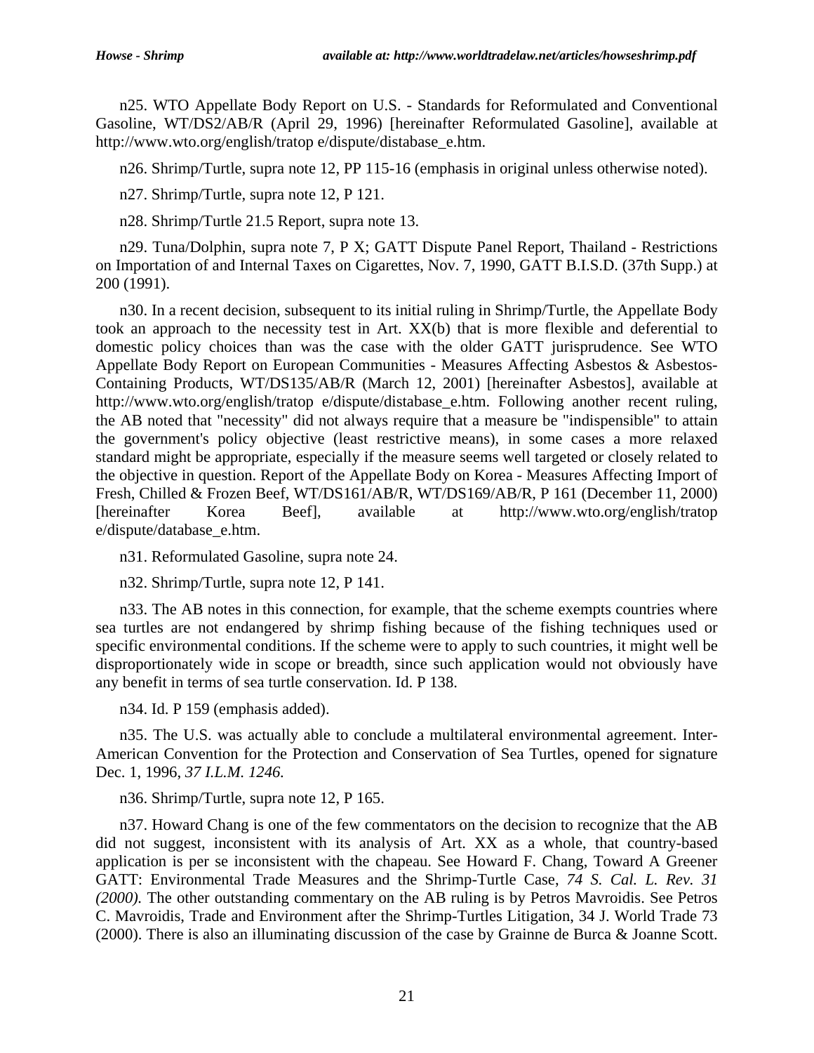n25. WTO Appellate Body Report on U.S. - Standards for Reformulated and Conventional Gasoline, WT/DS2/AB/R (April 29, 1996) [hereinafter Reformulated Gasoline], available at http://www.wto.org/english/tratop e/dispute/distabase_e.htm.

n26. Shrimp/Turtle, supra note 12, PP 115-16 (emphasis in original unless otherwise noted).

n27. Shrimp/Turtle, supra note 12, P 121.

n28. Shrimp/Turtle 21.5 Report, supra note 13.

n29. Tuna/Dolphin, supra note 7, P X; GATT Dispute Panel Report, Thailand - Restrictions on Importation of and Internal Taxes on Cigarettes, Nov. 7, 1990, GATT B.I.S.D. (37th Supp.) at 200 (1991).

n30. In a recent decision, subsequent to its initial ruling in Shrimp/Turtle, the Appellate Body took an approach to the necessity test in Art. XX(b) that is more flexible and deferential to domestic policy choices than was the case with the older GATT jurisprudence. See WTO Appellate Body Report on European Communities - Measures Affecting Asbestos & Asbestos-Containing Products, WT/DS135/AB/R (March 12, 2001) [hereinafter Asbestos], available at http://www.wto.org/english/tratop e/dispute/distabase_e.htm. Following another recent ruling, the AB noted that "necessity" did not always require that a measure be "indispensible" to attain the government's policy objective (least restrictive means), in some cases a more relaxed standard might be appropriate, especially if the measure seems well targeted or closely related to the objective in question. Report of the Appellate Body on Korea - Measures Affecting Import of Fresh, Chilled & Frozen Beef, WT/DS161/AB/R, WT/DS169/AB/R, P 161 (December 11, 2000) [hereinafter Korea Beef], available at http://www.wto.org/english/tratop e/dispute/database_e.htm.

n31. Reformulated Gasoline, supra note 24.

n32. Shrimp/Turtle, supra note 12, P 141.

n33. The AB notes in this connection, for example, that the scheme exempts countries where sea turtles are not endangered by shrimp fishing because of the fishing techniques used or specific environmental conditions. If the scheme were to apply to such countries, it might well be disproportionately wide in scope or breadth, since such application would not obviously have any benefit in terms of sea turtle conservation. Id. P 138.

n34. Id. P 159 (emphasis added).

n35. The U.S. was actually able to conclude a multilateral environmental agreement. Inter-American Convention for the Protection and Conservation of Sea Turtles, opened for signature Dec. 1, 1996, *37 I.L.M. 1246.*

n36. Shrimp/Turtle, supra note 12, P 165.

n37. Howard Chang is one of the few commentators on the decision to recognize that the AB did not suggest, inconsistent with its analysis of Art. XX as a whole, that country-based application is per se inconsistent with the chapeau. See Howard F. Chang, Toward A Greener GATT: Environmental Trade Measures and the Shrimp-Turtle Case, *74 S. Cal. L. Rev. 31 (2000).* The other outstanding commentary on the AB ruling is by Petros Mavroidis. See Petros C. Mavroidis, Trade and Environment after the Shrimp-Turtles Litigation, 34 J. World Trade 73 (2000). There is also an illuminating discussion of the case by Grainne de Burca & Joanne Scott.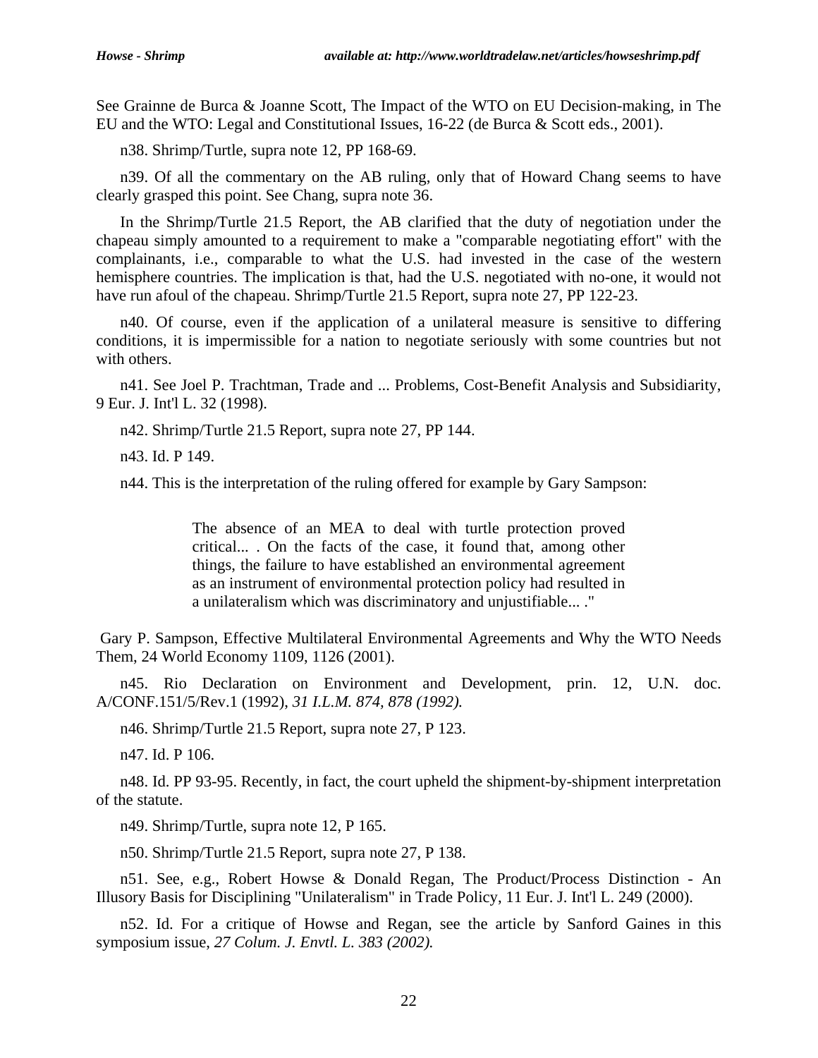See Grainne de Burca & Joanne Scott, The Impact of the WTO on EU Decision-making, in The EU and the WTO: Legal and Constitutional Issues, 16-22 (de Burca & Scott eds., 2001).

n38. Shrimp/Turtle, supra note 12, PP 168-69.

n39. Of all the commentary on the AB ruling, only that of Howard Chang seems to have clearly grasped this point. See Chang, supra note 36.

In the Shrimp/Turtle 21.5 Report, the AB clarified that the duty of negotiation under the chapeau simply amounted to a requirement to make a "comparable negotiating effort" with the complainants, i.e., comparable to what the U.S. had invested in the case of the western hemisphere countries. The implication is that, had the U.S. negotiated with no-one, it would not have run afoul of the chapeau. Shrimp/Turtle 21.5 Report, supra note 27, PP 122-23.

n40. Of course, even if the application of a unilateral measure is sensitive to differing conditions, it is impermissible for a nation to negotiate seriously with some countries but not with others.

n41. See Joel P. Trachtman, Trade and ... Problems, Cost-Benefit Analysis and Subsidiarity, 9 Eur. J. Int'l L. 32 (1998).

n42. Shrimp/Turtle 21.5 Report, supra note 27, PP 144.

n43. Id. P 149.

n44. This is the interpretation of the ruling offered for example by Gary Sampson:

> The absence of an MEA to deal with turtle protection proved critical... . On the facts of the case, it found that, among other things, the failure to have established an environmental agreement as an instrument of environmental protection policy had resulted in a unilateralism which was discriminatory and unjustifiable... ."

Gary P. Sampson, Effective Multilateral Environmental Agreements and Why the WTO Needs Them, 24 World Economy 1109, 1126 (2001).

n45. Rio Declaration on Environment and Development, prin. 12, U.N. doc. A/CONF.151/5/Rev.1 (1992), *31 I.L.M. 874, 878 (1992).*

n46. Shrimp/Turtle 21.5 Report, supra note 27, P 123.

n47. Id. P 106.

n48. Id. PP 93-95. Recently, in fact, the court upheld the shipment-by-shipment interpretation of the statute.

n49. Shrimp/Turtle, supra note 12, P 165.

n50. Shrimp/Turtle 21.5 Report, supra note 27, P 138.

n51. See, e.g., Robert Howse & Donald Regan, The Product/Process Distinction - An Illusory Basis for Disciplining "Unilateralism" in Trade Policy, 11 Eur. J. Int'l L. 249 (2000).

n52. Id. For a critique of Howse and Regan, see the article by Sanford Gaines in this symposium issue, *27 Colum. J. Envtl. L. 383 (2002).*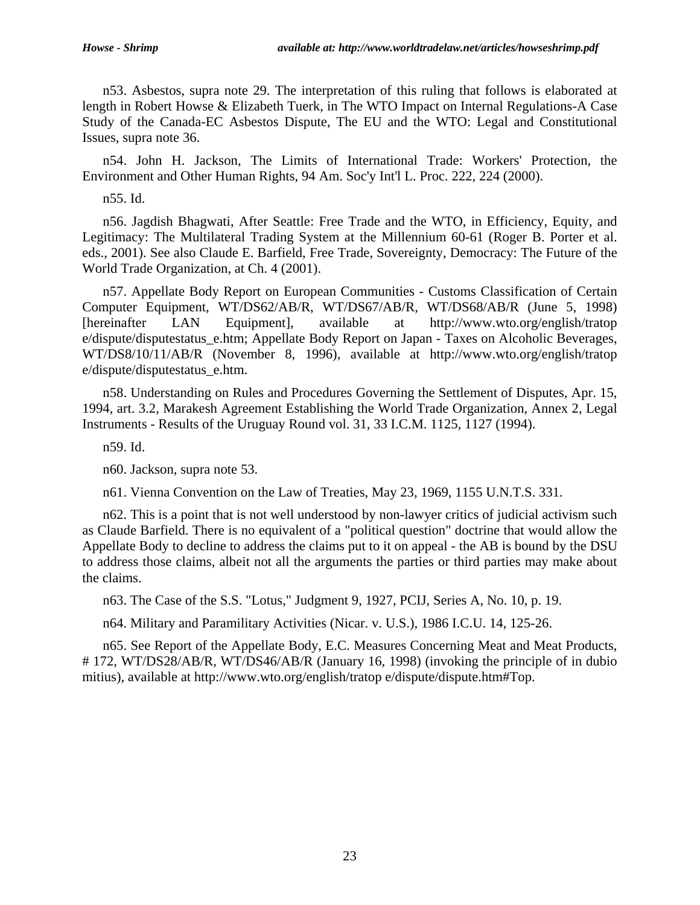n53. Asbestos, supra note 29. The interpretation of this ruling that follows is elaborated at length in Robert Howse & Elizabeth Tuerk, in The WTO Impact on Internal Regulations-A Case Study of the Canada-EC Asbestos Dispute, The EU and the WTO: Legal and Constitutional Issues, supra note 36.

n54. John H. Jackson, The Limits of International Trade: Workers' Protection, the Environment and Other Human Rights, 94 Am. Soc'y Int'l L. Proc. 222, 224 (2000).

n55. Id.

n56. Jagdish Bhagwati, After Seattle: Free Trade and the WTO, in Efficiency, Equity, and Legitimacy: The Multilateral Trading System at the Millennium 60-61 (Roger B. Porter et al. eds., 2001). See also Claude E. Barfield, Free Trade, Sovereignty, Democracy: The Future of the World Trade Organization, at Ch. 4 (2001).

n57. Appellate Body Report on European Communities - Customs Classification of Certain Computer Equipment, WT/DS62/AB/R, WT/DS67/AB/R, WT/DS68/AB/R (June 5, 1998) [hereinafter LAN Equipment], available at http://www.wto.org/english/tratop e/dispute/disputestatus_e.htm; Appellate Body Report on Japan - Taxes on Alcoholic Beverages, WT/DS8/10/11/AB/R (November 8, 1996), available at http://www.wto.org/english/tratop e/dispute/disputestatus_e.htm.

n58. Understanding on Rules and Procedures Governing the Settlement of Disputes, Apr. 15, 1994, art. 3.2, Marakesh Agreement Establishing the World Trade Organization, Annex 2, Legal Instruments - Results of the Uruguay Round vol. 31, 33 I.C.M. 1125, 1127 (1994).

n59. Id.

n60. Jackson, supra note 53.

n61. Vienna Convention on the Law of Treaties, May 23, 1969, 1155 U.N.T.S. 331.

n62. This is a point that is not well understood by non-lawyer critics of judicial activism such as Claude Barfield. There is no equivalent of a "political question" doctrine that would allow the Appellate Body to decline to address the claims put to it on appeal - the AB is bound by the DSU to address those claims, albeit not all the arguments the parties or third parties may make about the claims.

n63. The Case of the S.S. "Lotus," Judgment 9, 1927, PCIJ, Series A, No. 10, p. 19.

n64. Military and Paramilitary Activities (Nicar. v. U.S.), 1986 I.C.U. 14, 125-26.

n65. See Report of the Appellate Body, E.C. Measures Concerning Meat and Meat Products, # 172, WT/DS28/AB/R, WT/DS46/AB/R (January 16, 1998) (invoking the principle of in dubio mitius), available at http://www.wto.org/english/tratop e/dispute/dispute.htm#Top.